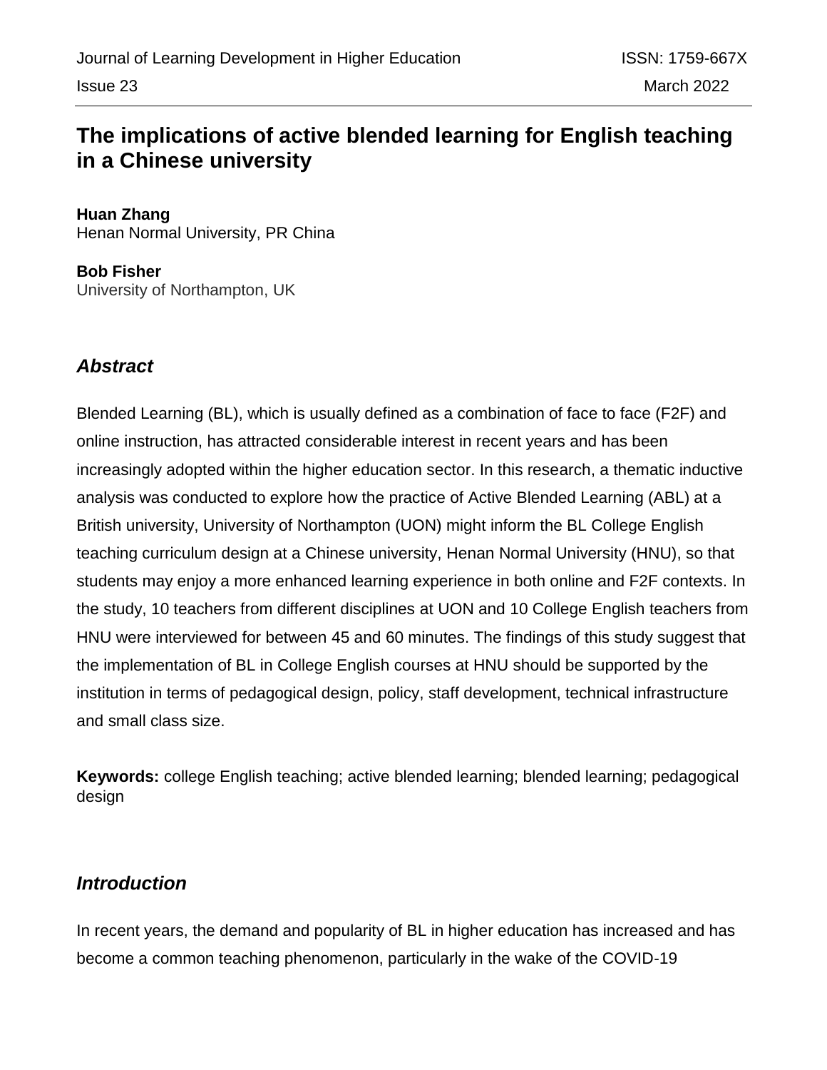# The implications of active blended learning for English teaching in a Chinese university

**Huan Zhang**
Henan Normal University, PR China

**Bob Fisher**
University of Northampton, UK

## *Abstract*

Blended Learning (BL), which is usually defined as a combination of face to face (F2F) and online instruction, has attracted considerable interest in recent years and has been increasingly adopted within the higher education sector. In this research, a thematic inductive analysis was conducted to explore how the practice of Active Blended Learning (ABL) at a British university, University of Northampton (UON) might inform the BL College English teaching curriculum design at a Chinese university, Henan Normal University (HNU), so that students may enjoy a more enhanced learning experience in both online and F2F contexts. In the study, 10 teachers from different disciplines at UON and 10 College English teachers from HNU were interviewed for between 45 and 60 minutes. The findings of this study suggest that the implementation of BL in College English courses at HNU should be supported by the institution in terms of pedagogical design, policy, staff development, technical infrastructure and small class size.

**Keywords:** college English teaching; active blended learning; blended learning; pedagogical design

## *Introduction*

In recent years, the demand and popularity of BL in higher education has increased and has become a common teaching phenomenon, particularly in the wake of the COVID-19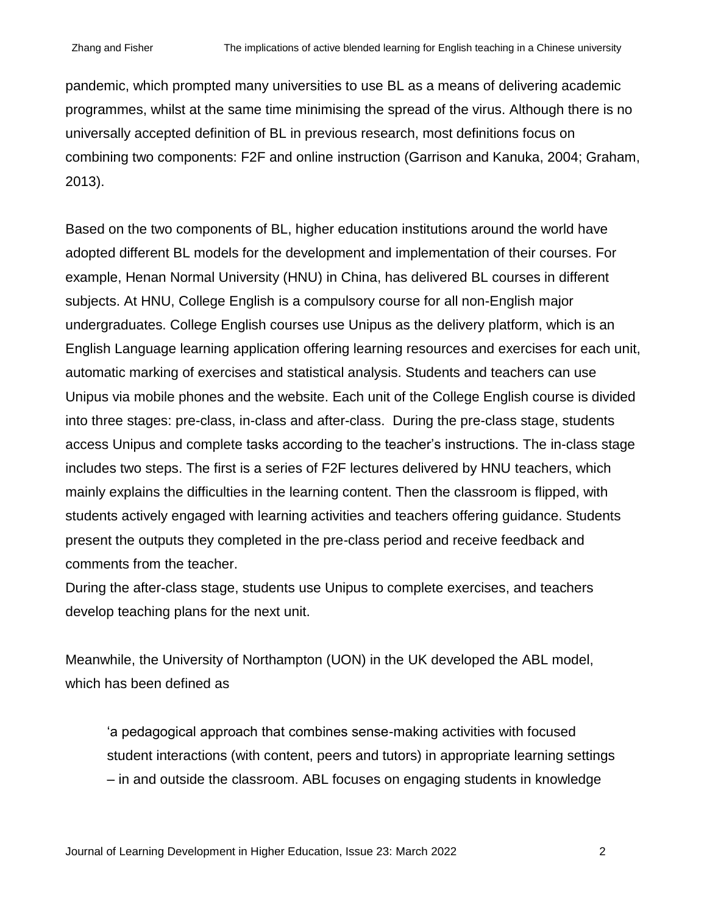pandemic, which prompted many universities to use BL as a means of delivering academic programmes, whilst at the same time minimising the spread of the virus. Although there is no universally accepted definition of BL in previous research, most definitions focus on combining two components: F2F and online instruction (Garrison and Kanuka, 2004; Graham, 2013).

Based on the two components of BL, higher education institutions around the world have adopted different BL models for the development and implementation of their courses. For example, Henan Normal University (HNU) in China, has delivered BL courses in different subjects. At HNU, College English is a compulsory course for all non-English major undergraduates. College English courses use Unipus as the delivery platform, which is an English Language learning application offering learning resources and exercises for each unit, automatic marking of exercises and statistical analysis. Students and teachers can use Unipus via mobile phones and the website. Each unit of the College English course is divided into three stages: pre-class, in-class and after-class. During the pre-class stage, students access Unipus and complete tasks according to the teacher's instructions. The in-class stage includes two steps. The first is a series of F2F lectures delivered by HNU teachers, which mainly explains the difficulties in the learning content. Then the classroom is flipped, with students actively engaged with learning activities and teachers offering guidance. Students present the outputs they completed in the pre-class period and receive feedback and comments from the teacher.

During the after-class stage, students use Unipus to complete exercises, and teachers develop teaching plans for the next unit.

Meanwhile, the University of Northampton (UON) in the UK developed the ABL model, which has been defined as

> 'a pedagogical approach that combines sense-making activities with focused student interactions (with content, peers and tutors) in appropriate learning settings – in and outside the classroom. ABL focuses on engaging students in knowledge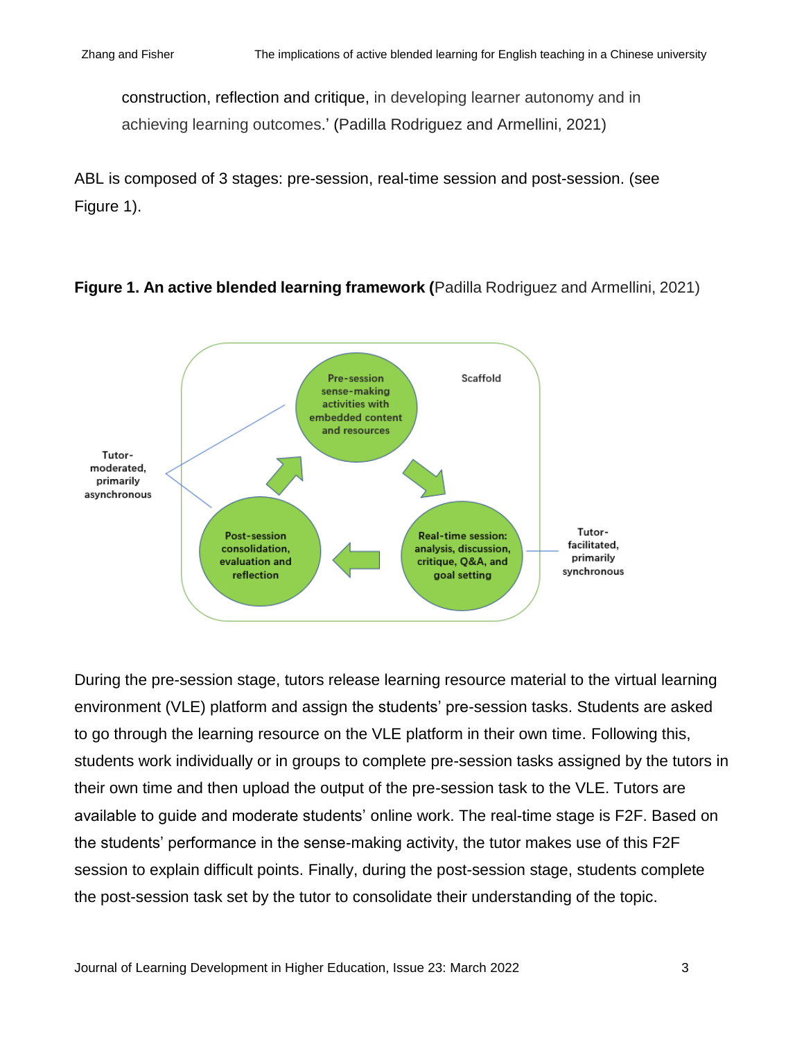construction, reflection and critique, in developing learner autonomy and in achieving learning outcomes.' (Padilla Rodriguez and Armellini, 2021)

ABL is composed of 3 stages: pre-session, real-time session and post-session. (see Figure 1).

**Figure 1. An active blended learning framework (**Padilla Rodriguez and Armellini, 2021)

Scaffold

Pre-session sense-making activities with embedded content and resources

Real-time session: analysis, discussion, critique, Q&A, and goal setting

Post-session consolidation, evaluation and reflection

Tutor-moderated, primarily asynchronous

Tutor-facilitated, primarily synchronous

During the pre-session stage, tutors release learning resource material to the virtual learning environment (VLE) platform and assign the students' pre-session tasks. Students are asked to go through the learning resource on the VLE platform in their own time. Following this, students work individually or in groups to complete pre-session tasks assigned by the tutors in their own time and then upload the output of the pre-session task to the VLE. Tutors are available to guide and moderate students' online work. The real-time stage is F2F. Based on the students' performance in the sense-making activity, the tutor makes use of this F2F session to explain difficult points. Finally, during the post-session stage, students complete the post-session task set by the tutor to consolidate their understanding of the topic.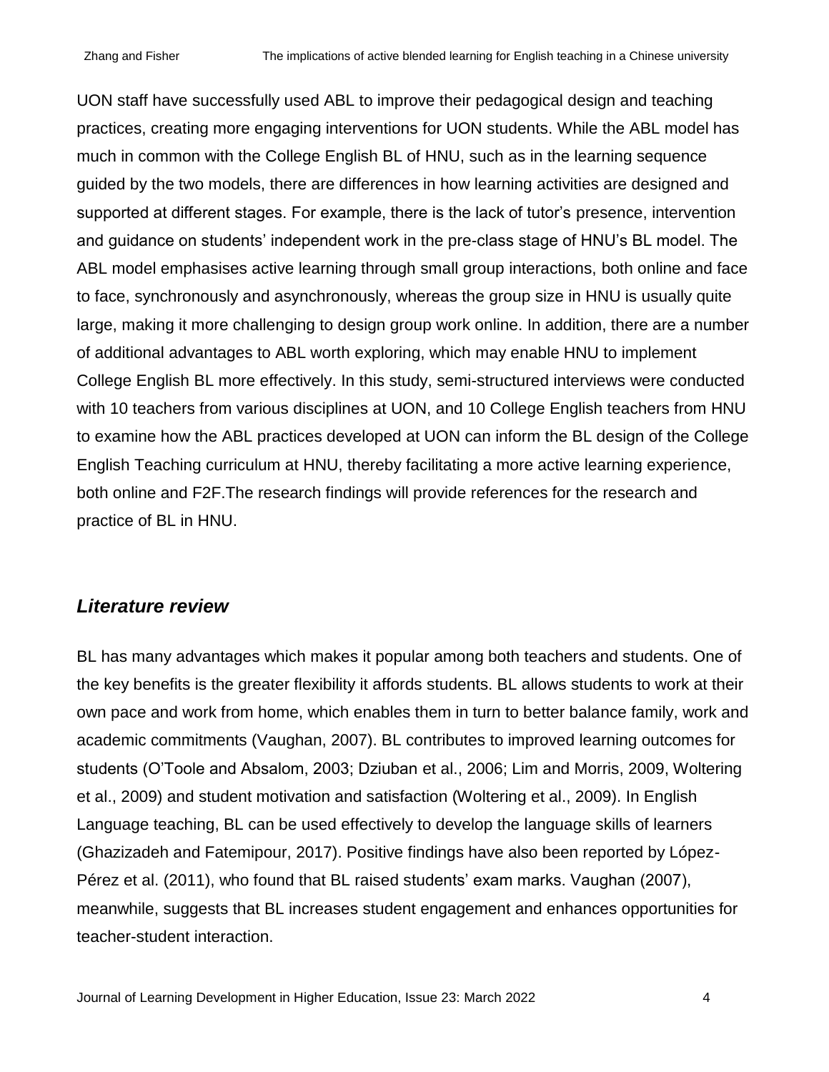UON staff have successfully used ABL to improve their pedagogical design and teaching practices, creating more engaging interventions for UON students. While the ABL model has much in common with the College English BL of HNU, such as in the learning sequence guided by the two models, there are differences in how learning activities are designed and supported at different stages. For example, there is the lack of tutor's presence, intervention and guidance on students' independent work in the pre-class stage of HNU's BL model. The ABL model emphasises active learning through small group interactions, both online and face to face, synchronously and asynchronously, whereas the group size in HNU is usually quite large, making it more challenging to design group work online. In addition, there are a number of additional advantages to ABL worth exploring, which may enable HNU to implement College English BL more effectively. In this study, semi-structured interviews were conducted with 10 teachers from various disciplines at UON, and 10 College English teachers from HNU to examine how the ABL practices developed at UON can inform the BL design of the College English Teaching curriculum at HNU, thereby facilitating a more active learning experience, both online and F2F.The research findings will provide references for the research and practice of BL in HNU.

## *Literature review*

BL has many advantages which makes it popular among both teachers and students. One of the key benefits is the greater flexibility it affords students. BL allows students to work at their own pace and work from home, which enables them in turn to better balance family, work and academic commitments (Vaughan, 2007). BL contributes to improved learning outcomes for students (O'Toole and Absalom, 2003; Dziuban et al., 2006; Lim and Morris, 2009, Woltering et al., 2009) and student motivation and satisfaction (Woltering et al., 2009). In English Language teaching, BL can be used effectively to develop the language skills of learners (Ghazizadeh and Fatemipour, 2017). Positive findings have also been reported by López-Pérez et al. (2011), who found that BL raised students' exam marks. Vaughan (2007), meanwhile, suggests that BL increases student engagement and enhances opportunities for teacher-student interaction.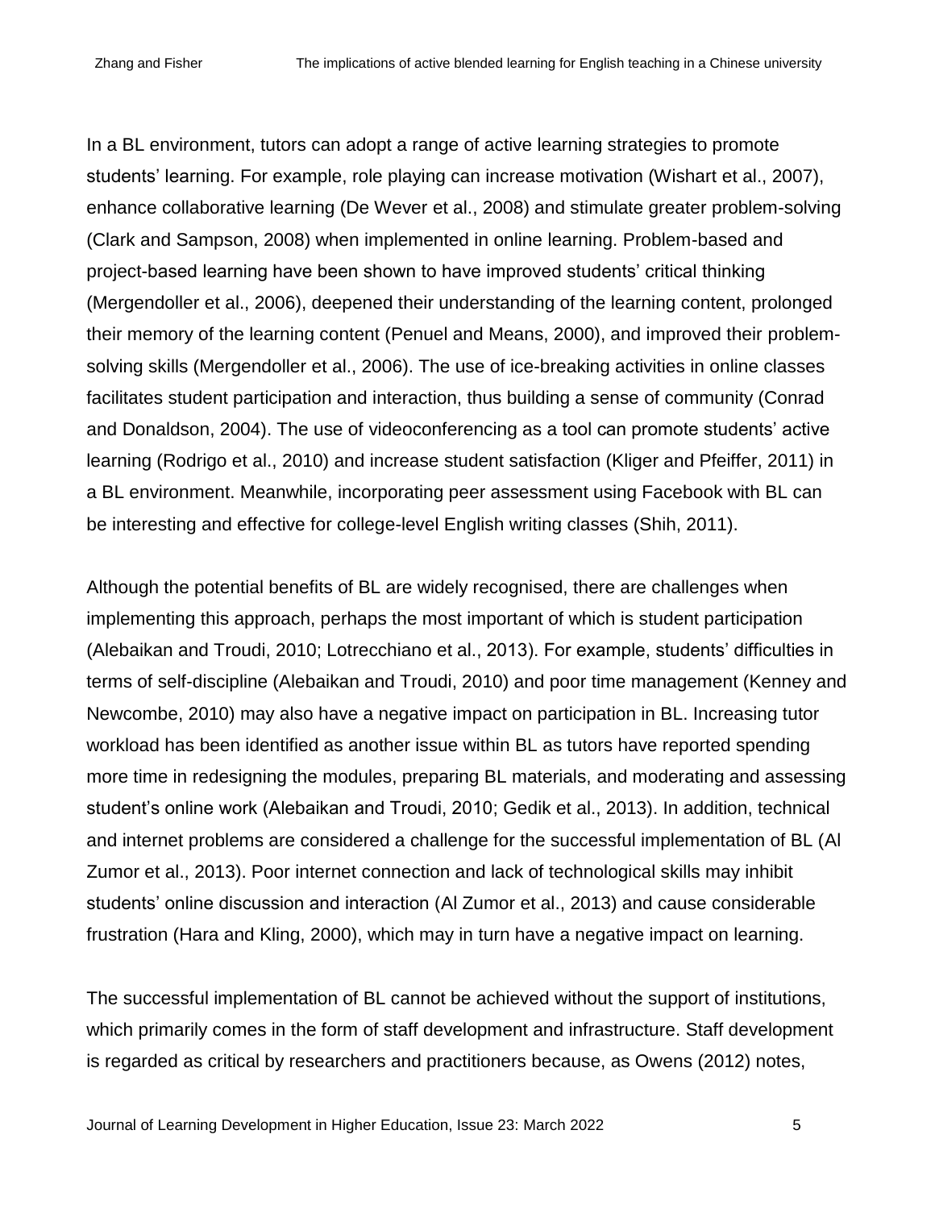In a BL environment, tutors can adopt a range of active learning strategies to promote students' learning. For example, role playing can increase motivation (Wishart et al., 2007), enhance collaborative learning (De Wever et al., 2008) and stimulate greater problem-solving (Clark and Sampson, 2008) when implemented in online learning. Problem-based and project-based learning have been shown to have improved students' critical thinking (Mergendoller et al., 2006), deepened their understanding of the learning content, prolonged their memory of the learning content (Penuel and Means, 2000), and improved their problem-solving skills (Mergendoller et al., 2006). The use of ice-breaking activities in online classes facilitates student participation and interaction, thus building a sense of community (Conrad and Donaldson, 2004). The use of videoconferencing as a tool can promote students' active learning (Rodrigo et al., 2010) and increase student satisfaction (Kliger and Pfeiffer, 2011) in a BL environment. Meanwhile, incorporating peer assessment using Facebook with BL can be interesting and effective for college-level English writing classes (Shih, 2011).

Although the potential benefits of BL are widely recognised, there are challenges when implementing this approach, perhaps the most important of which is student participation (Alebaikan and Troudi, 2010; Lotrecchiano et al., 2013). For example, students' difficulties in terms of self-discipline (Alebaikan and Troudi, 2010) and poor time management (Kenney and Newcombe, 2010) may also have a negative impact on participation in BL. Increasing tutor workload has been identified as another issue within BL as tutors have reported spending more time in redesigning the modules, preparing BL materials, and moderating and assessing student's online work (Alebaikan and Troudi, 2010; Gedik et al., 2013). In addition, technical and internet problems are considered a challenge for the successful implementation of BL (Al Zumor et al., 2013). Poor internet connection and lack of technological skills may inhibit students' online discussion and interaction (Al Zumor et al., 2013) and cause considerable frustration (Hara and Kling, 2000), which may in turn have a negative impact on learning.

The successful implementation of BL cannot be achieved without the support of institutions, which primarily comes in the form of staff development and infrastructure. Staff development is regarded as critical by researchers and practitioners because, as Owens (2012) notes,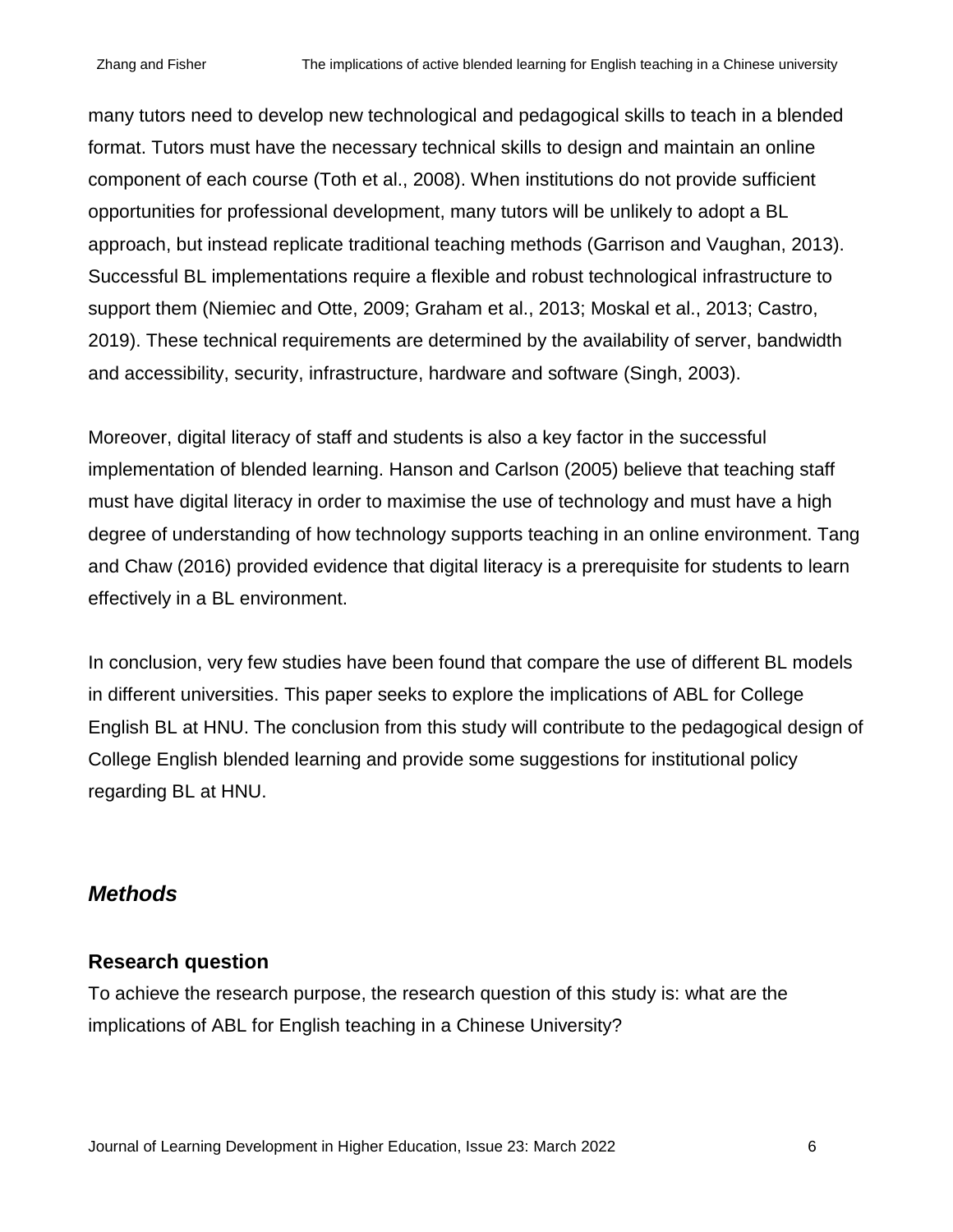many tutors need to develop new technological and pedagogical skills to teach in a blended format. Tutors must have the necessary technical skills to design and maintain an online component of each course (Toth et al., 2008). When institutions do not provide sufficient opportunities for professional development, many tutors will be unlikely to adopt a BL approach, but instead replicate traditional teaching methods (Garrison and Vaughan, 2013). Successful BL implementations require a flexible and robust technological infrastructure to support them (Niemiec and Otte, 2009; Graham et al., 2013; Moskal et al., 2013; Castro, 2019). These technical requirements are determined by the availability of server, bandwidth and accessibility, security, infrastructure, hardware and software (Singh, 2003).

Moreover, digital literacy of staff and students is also a key factor in the successful implementation of blended learning. Hanson and Carlson (2005) believe that teaching staff must have digital literacy in order to maximise the use of technology and must have a high degree of understanding of how technology supports teaching in an online environment. Tang and Chaw (2016) provided evidence that digital literacy is a prerequisite for students to learn effectively in a BL environment.

In conclusion, very few studies have been found that compare the use of different BL models in different universities. This paper seeks to explore the implications of ABL for College English BL at HNU. The conclusion from this study will contribute to the pedagogical design of College English blended learning and provide some suggestions for institutional policy regarding BL at HNU.

## *Methods*

### Research question

To achieve the research purpose, the research question of this study is: what are the implications of ABL for English teaching in a Chinese University?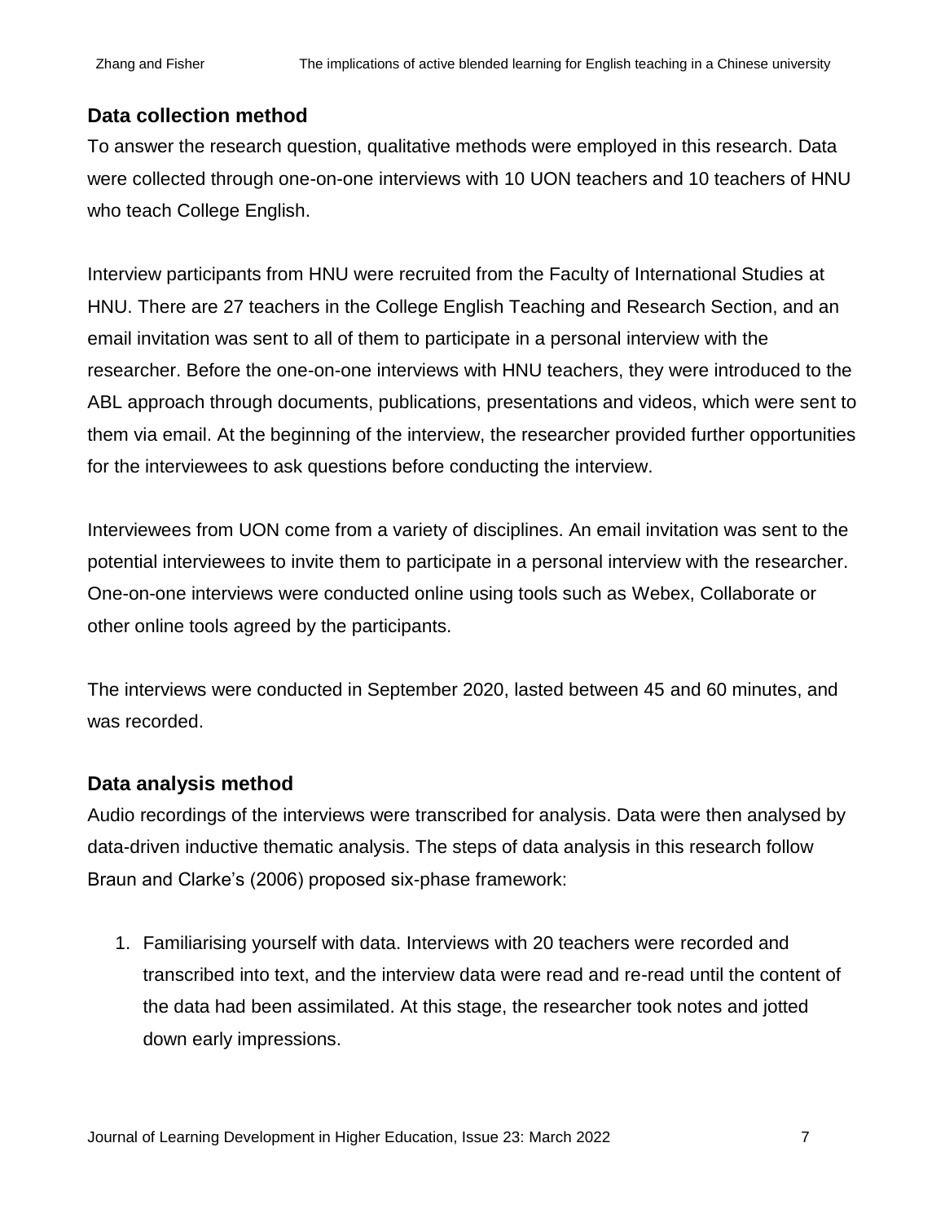## Data collection method

To answer the research question, qualitative methods were employed in this research. Data were collected through one-on-one interviews with 10 UON teachers and 10 teachers of HNU who teach College English.

Interview participants from HNU were recruited from the Faculty of International Studies at HNU. There are 27 teachers in the College English Teaching and Research Section, and an email invitation was sent to all of them to participate in a personal interview with the researcher. Before the one-on-one interviews with HNU teachers, they were introduced to the ABL approach through documents, publications, presentations and videos, which were sent to them via email. At the beginning of the interview, the researcher provided further opportunities for the interviewees to ask questions before conducting the interview.

Interviewees from UON come from a variety of disciplines. An email invitation was sent to the potential interviewees to invite them to participate in a personal interview with the researcher. One-on-one interviews were conducted online using tools such as Webex, Collaborate or other online tools agreed by the participants.

The interviews were conducted in September 2020, lasted between 45 and 60 minutes, and was recorded.

## Data analysis method

Audio recordings of the interviews were transcribed for analysis. Data were then analysed by data-driven inductive thematic analysis. The steps of data analysis in this research follow Braun and Clarke's (2006) proposed six-phase framework:

1. Familiarising yourself with data. Interviews with 20 teachers were recorded and transcribed into text, and the interview data were read and re-read until the content of the data had been assimilated. At this stage, the researcher took notes and jotted down early impressions.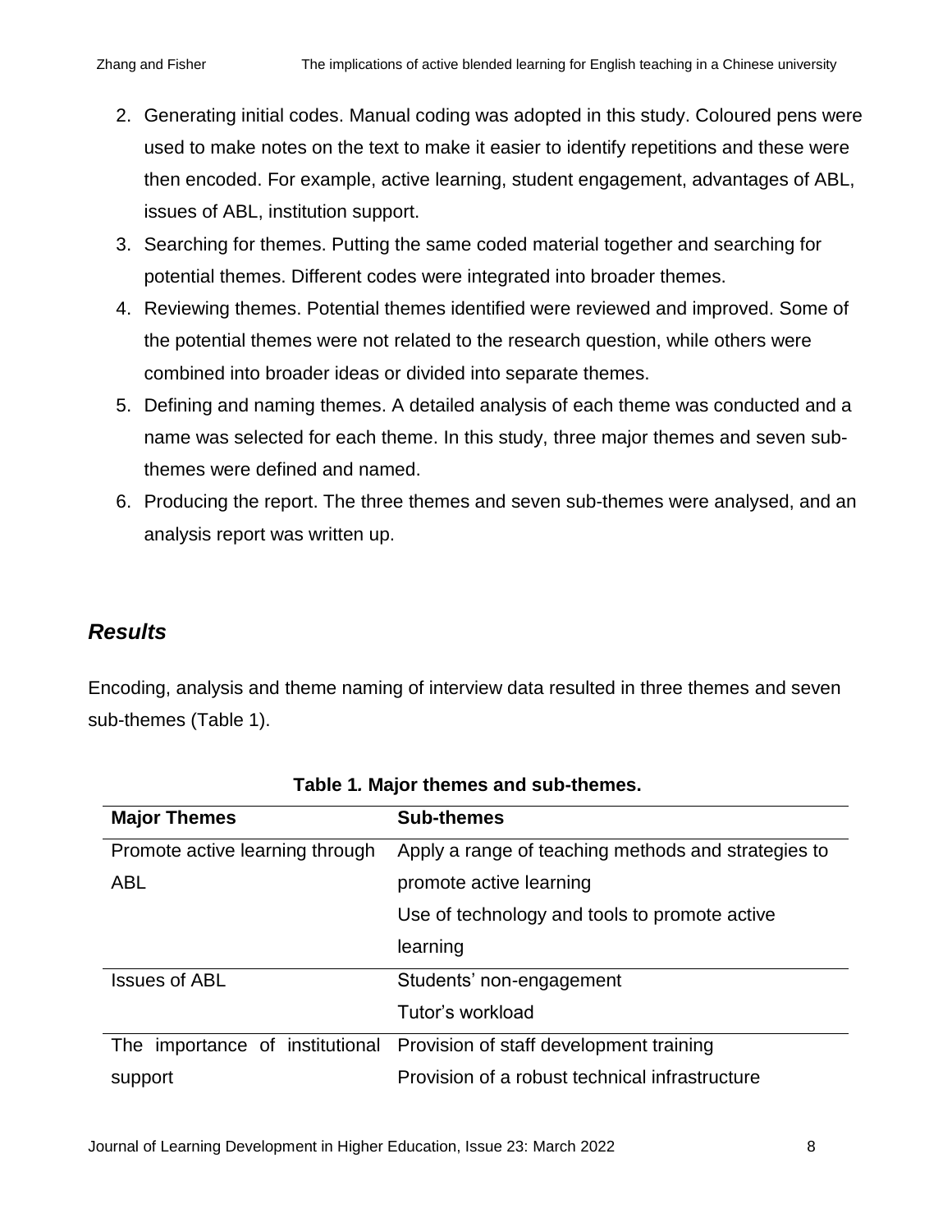2. Generating initial codes. Manual coding was adopted in this study. Coloured pens were used to make notes on the text to make it easier to identify repetitions and these were then encoded. For example, active learning, student engagement, advantages of ABL, issues of ABL, institution support.
3. Searching for themes. Putting the same coded material together and searching for potential themes. Different codes were integrated into broader themes.
4. Reviewing themes. Potential themes identified were reviewed and improved. Some of the potential themes were not related to the research question, while others were combined into broader ideas or divided into separate themes.
5. Defining and naming themes. A detailed analysis of each theme was conducted and a name was selected for each theme. In this study, three major themes and seven sub-themes were defined and named.
6. Producing the report. The three themes and seven sub-themes were analysed, and an analysis report was written up.

## *Results*

Encoding, analysis and theme naming of interview data resulted in three themes and seven sub-themes (Table 1).

**Table 1. Major themes and sub-themes.**

| Major Themes | Sub-themes |
|---|---|
| Promote active learning through ABL | Apply a range of teaching methods and strategies to promote active learning |
| | Use of technology and tools to promote active learning |
| Issues of ABL | Students' non-engagement |
| | Tutor's workload |
| The importance of institutional support | Provision of staff development training |
| | Provision of a robust technical infrastructure |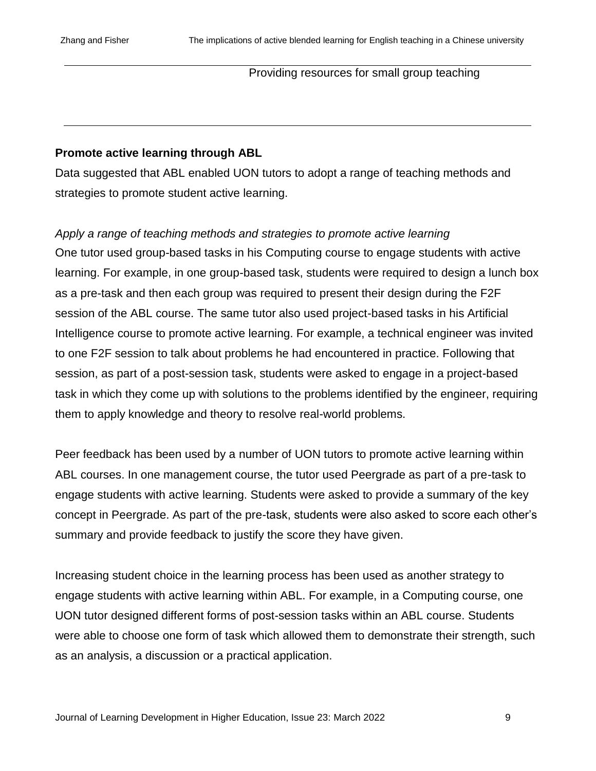| | Providing resources for small group teaching |
| --- | --- |

**Promote active learning through ABL**

Data suggested that ABL enabled UON tutors to adopt a range of teaching methods and strategies to promote student active learning.

*Apply a range of teaching methods and strategies to promote active learning*

One tutor used group-based tasks in his Computing course to engage students with active learning. For example, in one group-based task, students were required to design a lunch box as a pre-task and then each group was required to present their design during the F2F session of the ABL course. The same tutor also used project-based tasks in his Artificial Intelligence course to promote active learning. For example, a technical engineer was invited to one F2F session to talk about problems he had encountered in practice. Following that session, as part of a post-session task, students were asked to engage in a project-based task in which they come up with solutions to the problems identified by the engineer, requiring them to apply knowledge and theory to resolve real-world problems.

Peer feedback has been used by a number of UON tutors to promote active learning within ABL courses. In one management course, the tutor used Peergrade as part of a pre-task to engage students with active learning. Students were asked to provide a summary of the key concept in Peergrade. As part of the pre-task, students were also asked to score each other's summary and provide feedback to justify the score they have given.

Increasing student choice in the learning process has been used as another strategy to engage students with active learning within ABL. For example, in a Computing course, one UON tutor designed different forms of post-session tasks within an ABL course. Students were able to choose one form of task which allowed them to demonstrate their strength, such as an analysis, a discussion or a practical application.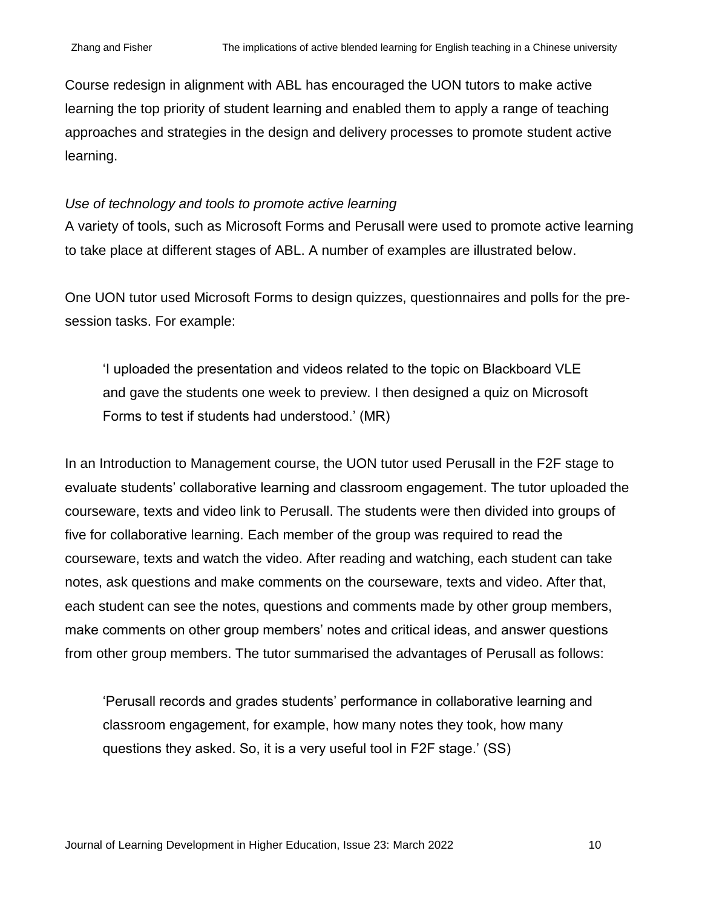Course redesign in alignment with ABL has encouraged the UON tutors to make active learning the top priority of student learning and enabled them to apply a range of teaching approaches and strategies in the design and delivery processes to promote student active learning.

*Use of technology and tools to promote active learning*

A variety of tools, such as Microsoft Forms and Perusall were used to promote active learning to take place at different stages of ABL. A number of examples are illustrated below.

One UON tutor used Microsoft Forms to design quizzes, questionnaires and polls for the pre-session tasks. For example:

> 'I uploaded the presentation and videos related to the topic on Blackboard VLE and gave the students one week to preview. I then designed a quiz on Microsoft Forms to test if students had understood.' (MR)

In an Introduction to Management course, the UON tutor used Perusall in the F2F stage to evaluate students' collaborative learning and classroom engagement. The tutor uploaded the courseware, texts and video link to Perusall. The students were then divided into groups of five for collaborative learning. Each member of the group was required to read the courseware, texts and watch the video. After reading and watching, each student can take notes, ask questions and make comments on the courseware, texts and video. After that, each student can see the notes, questions and comments made by other group members, make comments on other group members' notes and critical ideas, and answer questions from other group members. The tutor summarised the advantages of Perusall as follows:

> 'Perusall records and grades students' performance in collaborative learning and classroom engagement, for example, how many notes they took, how many questions they asked. So, it is a very useful tool in F2F stage.' (SS)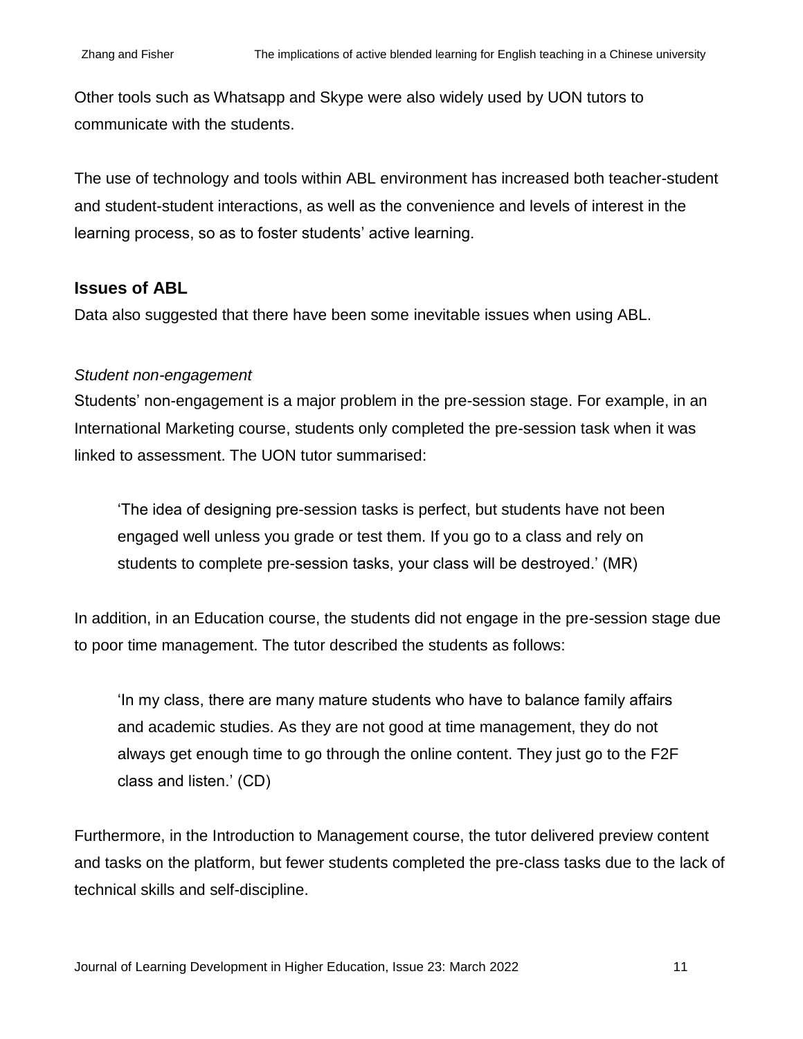Other tools such as Whatsapp and Skype were also widely used by UON tutors to communicate with the students.

The use of technology and tools within ABL environment has increased both teacher-student and student-student interactions, as well as the convenience and levels of interest in the learning process, so as to foster students' active learning.

### Issues of ABL

Data also suggested that there have been some inevitable issues when using ABL.

*Student non-engagement*

Students' non-engagement is a major problem in the pre-session stage. For example, in an International Marketing course, students only completed the pre-session task when it was linked to assessment. The UON tutor summarised:

> 'The idea of designing pre-session tasks is perfect, but students have not been engaged well unless you grade or test them. If you go to a class and rely on students to complete pre-session tasks, your class will be destroyed.' (MR)

In addition, in an Education course, the students did not engage in the pre-session stage due to poor time management. The tutor described the students as follows:

> 'In my class, there are many mature students who have to balance family affairs and academic studies. As they are not good at time management, they do not always get enough time to go through the online content. They just go to the F2F class and listen.' (CD)

Furthermore, in the Introduction to Management course, the tutor delivered preview content and tasks on the platform, but fewer students completed the pre-class tasks due to the lack of technical skills and self-discipline.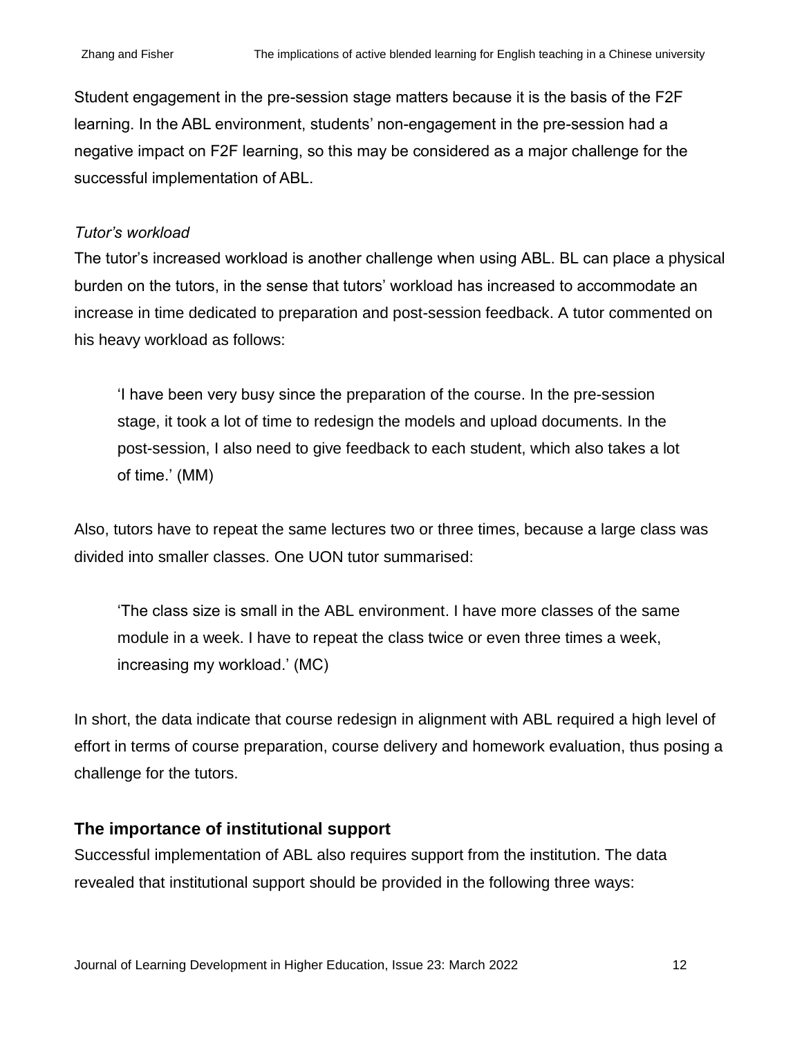Student engagement in the pre-session stage matters because it is the basis of the F2F learning. In the ABL environment, students' non-engagement in the pre-session had a negative impact on F2F learning, so this may be considered as a major challenge for the successful implementation of ABL.

*Tutor's workload*

The tutor's increased workload is another challenge when using ABL. BL can place a physical burden on the tutors, in the sense that tutors' workload has increased to accommodate an increase in time dedicated to preparation and post-session feedback. A tutor commented on his heavy workload as follows:

> 'I have been very busy since the preparation of the course. In the pre-session stage, it took a lot of time to redesign the models and upload documents. In the post-session, I also need to give feedback to each student, which also takes a lot of time.' (MM)

Also, tutors have to repeat the same lectures two or three times, because a large class was divided into smaller classes. One UON tutor summarised:

> 'The class size is small in the ABL environment. I have more classes of the same module in a week. I have to repeat the class twice or even three times a week, increasing my workload.' (MC)

In short, the data indicate that course redesign in alignment with ABL required a high level of effort in terms of course preparation, course delivery and homework evaluation, thus posing a challenge for the tutors.

## The importance of institutional support

Successful implementation of ABL also requires support from the institution. The data revealed that institutional support should be provided in the following three ways: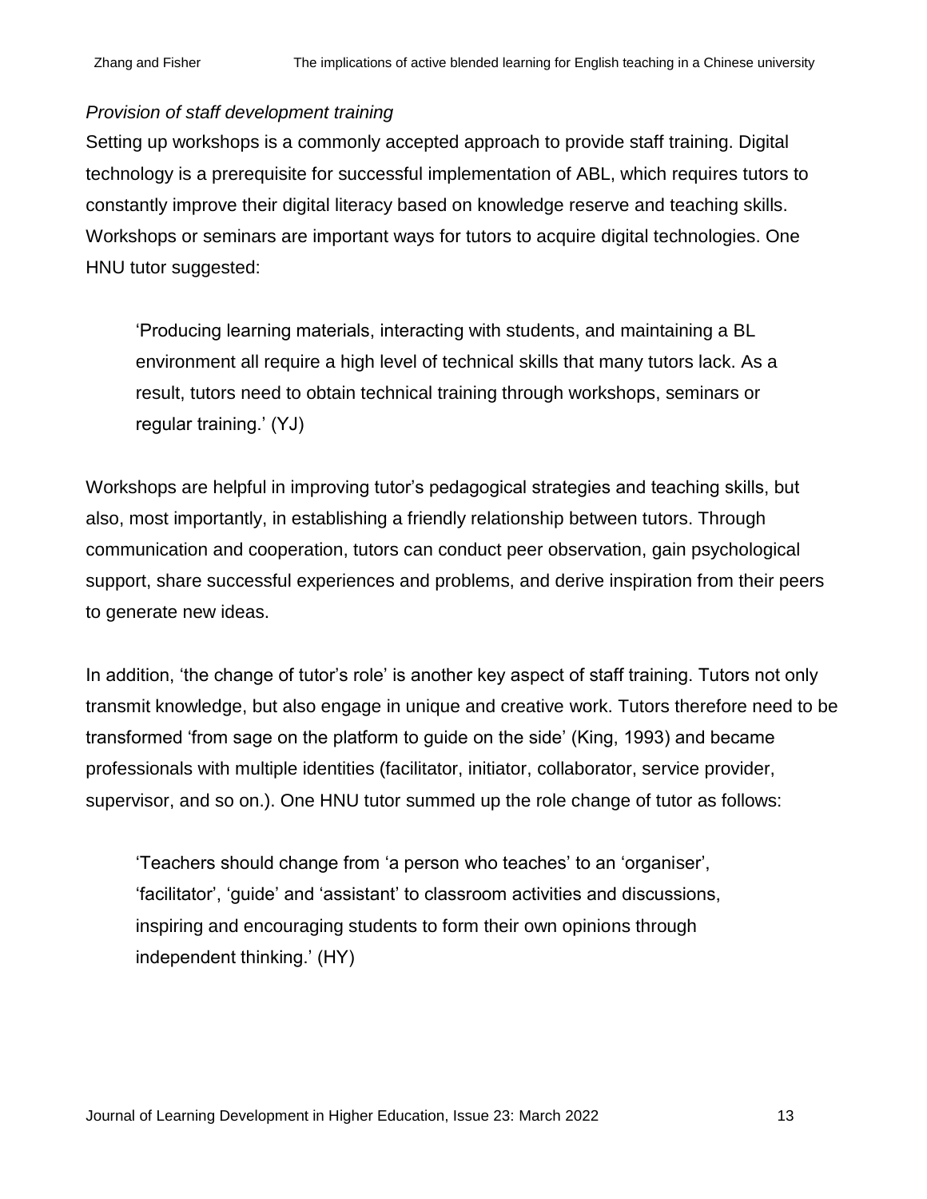*Provision of staff development training*

Setting up workshops is a commonly accepted approach to provide staff training. Digital technology is a prerequisite for successful implementation of ABL, which requires tutors to constantly improve their digital literacy based on knowledge reserve and teaching skills. Workshops or seminars are important ways for tutors to acquire digital technologies. One HNU tutor suggested:

> 'Producing learning materials, interacting with students, and maintaining a BL environment all require a high level of technical skills that many tutors lack. As a result, tutors need to obtain technical training through workshops, seminars or regular training.' (YJ)

Workshops are helpful in improving tutor's pedagogical strategies and teaching skills, but also, most importantly, in establishing a friendly relationship between tutors. Through communication and cooperation, tutors can conduct peer observation, gain psychological support, share successful experiences and problems, and derive inspiration from their peers to generate new ideas.

In addition, 'the change of tutor's role' is another key aspect of staff training. Tutors not only transmit knowledge, but also engage in unique and creative work. Tutors therefore need to be transformed 'from sage on the platform to guide on the side' (King, 1993) and became professionals with multiple identities (facilitator, initiator, collaborator, service provider, supervisor, and so on.). One HNU tutor summed up the role change of tutor as follows:

> 'Teachers should change from 'a person who teaches' to an 'organiser', 'facilitator', 'guide' and 'assistant' to classroom activities and discussions, inspiring and encouraging students to form their own opinions through independent thinking.' (HY)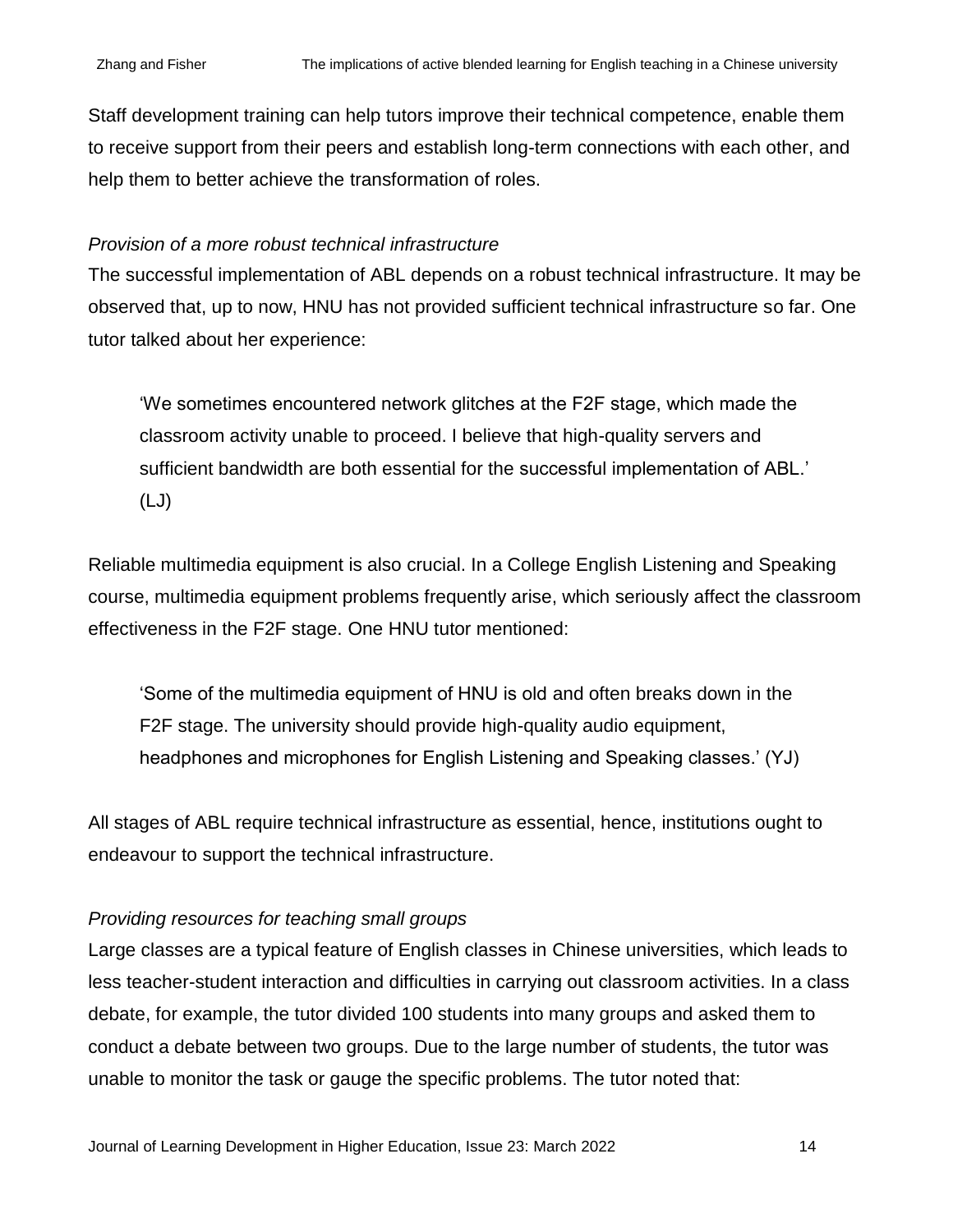Staff development training can help tutors improve their technical competence, enable them to receive support from their peers and establish long-term connections with each other, and help them to better achieve the transformation of roles.

*Provision of a more robust technical infrastructure*

The successful implementation of ABL depends on a robust technical infrastructure. It may be observed that, up to now, HNU has not provided sufficient technical infrastructure so far. One tutor talked about her experience:

> 'We sometimes encountered network glitches at the F2F stage, which made the classroom activity unable to proceed. I believe that high-quality servers and sufficient bandwidth are both essential for the successful implementation of ABL.' (LJ)

Reliable multimedia equipment is also crucial. In a College English Listening and Speaking course, multimedia equipment problems frequently arise, which seriously affect the classroom effectiveness in the F2F stage. One HNU tutor mentioned:

> 'Some of the multimedia equipment of HNU is old and often breaks down in the F2F stage. The university should provide high-quality audio equipment, headphones and microphones for English Listening and Speaking classes.' (YJ)

All stages of ABL require technical infrastructure as essential, hence, institutions ought to endeavour to support the technical infrastructure.

*Providing resources for teaching small groups*

Large classes are a typical feature of English classes in Chinese universities, which leads to less teacher-student interaction and difficulties in carrying out classroom activities. In a class debate, for example, the tutor divided 100 students into many groups and asked them to conduct a debate between two groups. Due to the large number of students, the tutor was unable to monitor the task or gauge the specific problems. The tutor noted that: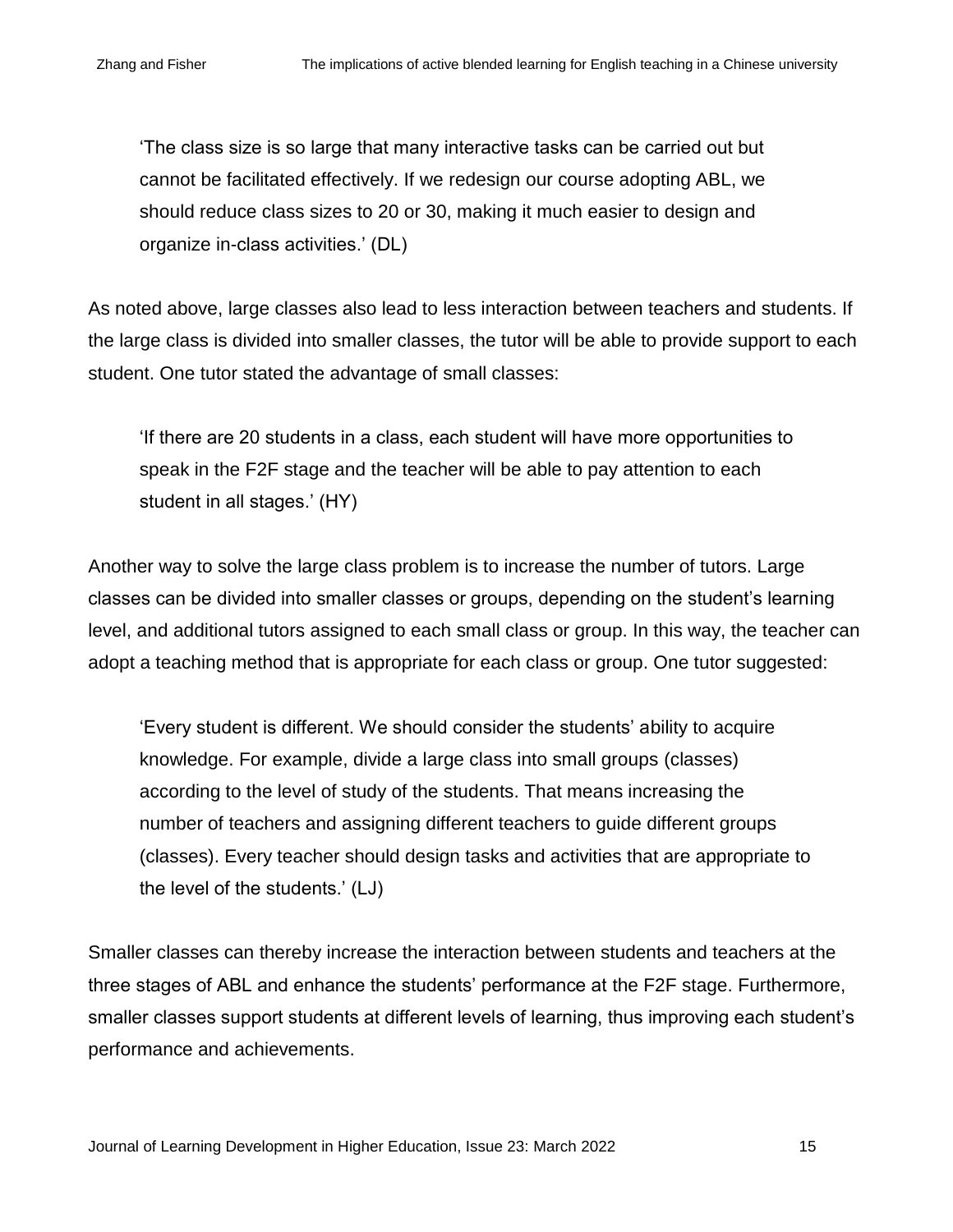> 'The class size is so large that many interactive tasks can be carried out but cannot be facilitated effectively. If we redesign our course adopting ABL, we should reduce class sizes to 20 or 30, making it much easier to design and organize in-class activities.' (DL)

As noted above, large classes also lead to less interaction between teachers and students. If the large class is divided into smaller classes, the tutor will be able to provide support to each student. One tutor stated the advantage of small classes:

> 'If there are 20 students in a class, each student will have more opportunities to speak in the F2F stage and the teacher will be able to pay attention to each student in all stages.' (HY)

Another way to solve the large class problem is to increase the number of tutors. Large classes can be divided into smaller classes or groups, depending on the student's learning level, and additional tutors assigned to each small class or group. In this way, the teacher can adopt a teaching method that is appropriate for each class or group. One tutor suggested:

> 'Every student is different. We should consider the students' ability to acquire knowledge. For example, divide a large class into small groups (classes) according to the level of study of the students. That means increasing the number of teachers and assigning different teachers to guide different groups (classes). Every teacher should design tasks and activities that are appropriate to the level of the students.' (LJ)

Smaller classes can thereby increase the interaction between students and teachers at the three stages of ABL and enhance the students' performance at the F2F stage. Furthermore, smaller classes support students at different levels of learning, thus improving each student's performance and achievements.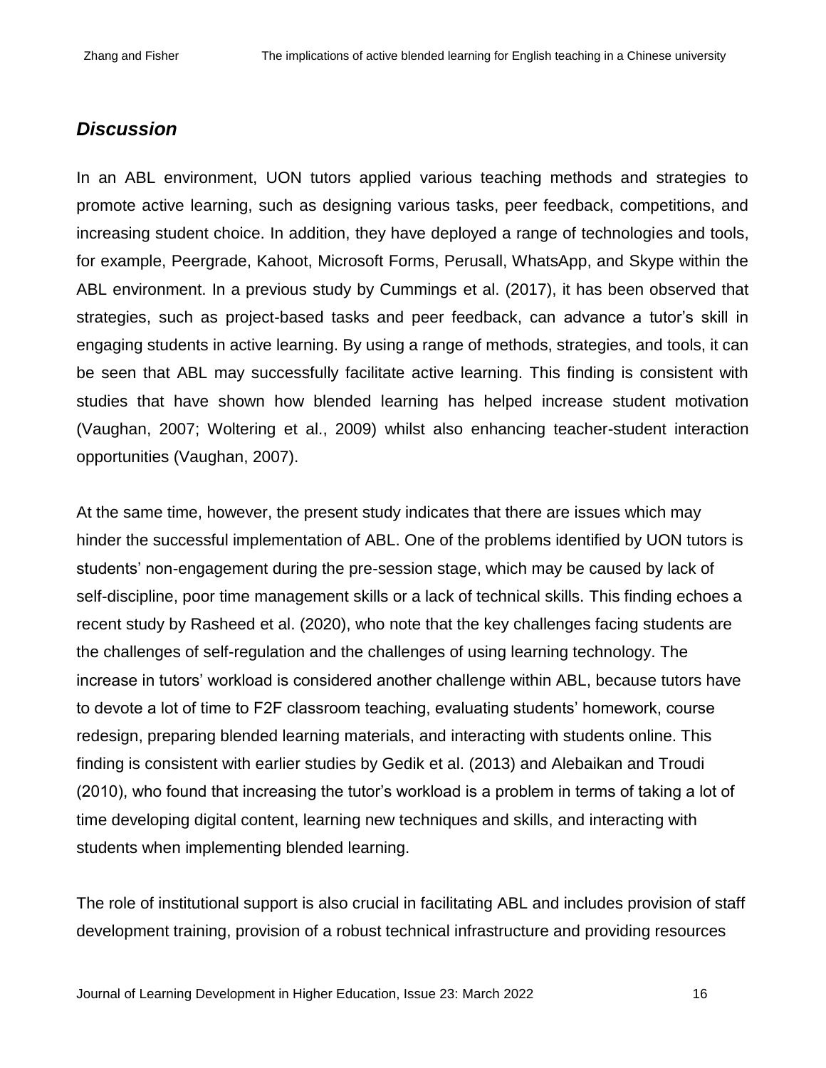## *Discussion*

In an ABL environment, UON tutors applied various teaching methods and strategies to promote active learning, such as designing various tasks, peer feedback, competitions, and increasing student choice. In addition, they have deployed a range of technologies and tools, for example, Peergrade, Kahoot, Microsoft Forms, Perusall, WhatsApp, and Skype within the ABL environment. In a previous study by Cummings et al. (2017), it has been observed that strategies, such as project-based tasks and peer feedback, can advance a tutor's skill in engaging students in active learning. By using a range of methods, strategies, and tools, it can be seen that ABL may successfully facilitate active learning. This finding is consistent with studies that have shown how blended learning has helped increase student motivation (Vaughan, 2007; Woltering et al., 2009) whilst also enhancing teacher-student interaction opportunities (Vaughan, 2007).

At the same time, however, the present study indicates that there are issues which may hinder the successful implementation of ABL. One of the problems identified by UON tutors is students' non-engagement during the pre-session stage, which may be caused by lack of self-discipline, poor time management skills or a lack of technical skills. This finding echoes a recent study by Rasheed et al. (2020), who note that the key challenges facing students are the challenges of self-regulation and the challenges of using learning technology. The increase in tutors' workload is considered another challenge within ABL, because tutors have to devote a lot of time to F2F classroom teaching, evaluating students' homework, course redesign, preparing blended learning materials, and interacting with students online. This finding is consistent with earlier studies by Gedik et al. (2013) and Alebaikan and Troudi (2010), who found that increasing the tutor's workload is a problem in terms of taking a lot of time developing digital content, learning new techniques and skills, and interacting with students when implementing blended learning.

The role of institutional support is also crucial in facilitating ABL and includes provision of staff development training, provision of a robust technical infrastructure and providing resources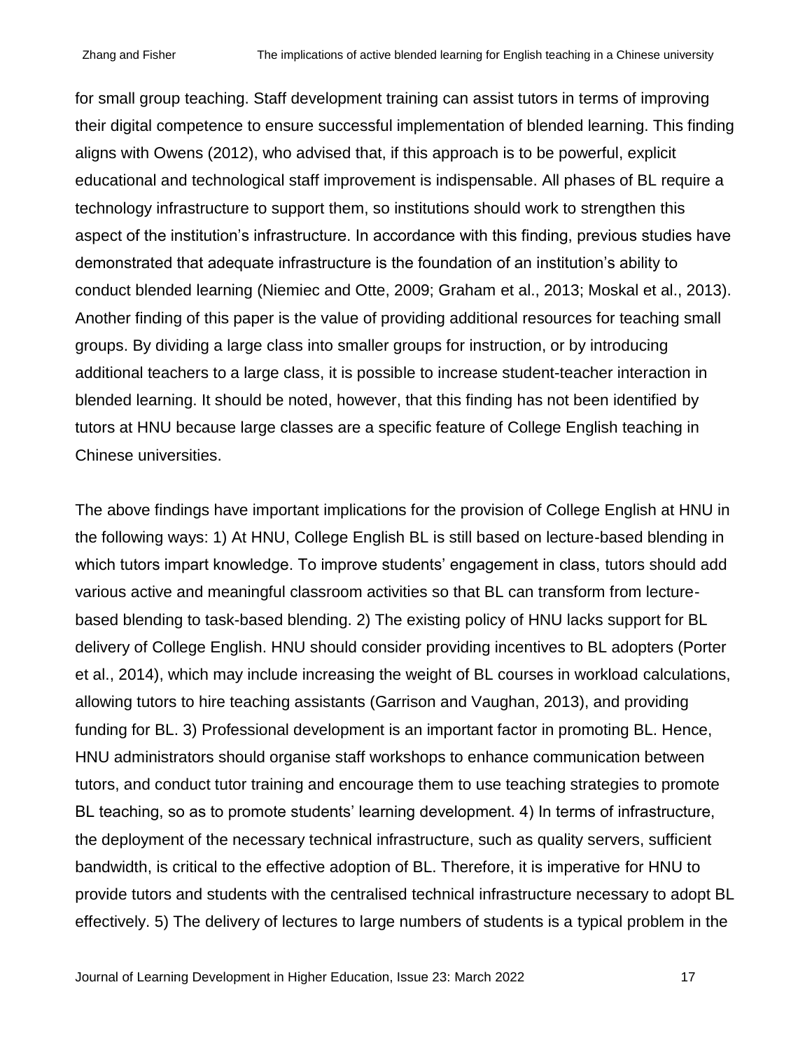for small group teaching. Staff development training can assist tutors in terms of improving their digital competence to ensure successful implementation of blended learning. This finding aligns with Owens (2012), who advised that, if this approach is to be powerful, explicit educational and technological staff improvement is indispensable. All phases of BL require a technology infrastructure to support them, so institutions should work to strengthen this aspect of the institution's infrastructure. In accordance with this finding, previous studies have demonstrated that adequate infrastructure is the foundation of an institution's ability to conduct blended learning (Niemiec and Otte, 2009; Graham et al., 2013; Moskal et al., 2013). Another finding of this paper is the value of providing additional resources for teaching small groups. By dividing a large class into smaller groups for instruction, or by introducing additional teachers to a large class, it is possible to increase student-teacher interaction in blended learning. It should be noted, however, that this finding has not been identified by tutors at HNU because large classes are a specific feature of College English teaching in Chinese universities.

The above findings have important implications for the provision of College English at HNU in the following ways: 1) At HNU, College English BL is still based on lecture-based blending in which tutors impart knowledge. To improve students' engagement in class, tutors should add various active and meaningful classroom activities so that BL can transform from lecture-based blending to task-based blending. 2) The existing policy of HNU lacks support for BL delivery of College English. HNU should consider providing incentives to BL adopters (Porter et al., 2014), which may include increasing the weight of BL courses in workload calculations, allowing tutors to hire teaching assistants (Garrison and Vaughan, 2013), and providing funding for BL. 3) Professional development is an important factor in promoting BL. Hence, HNU administrators should organise staff workshops to enhance communication between tutors, and conduct tutor training and encourage them to use teaching strategies to promote BL teaching, so as to promote students' learning development. 4) In terms of infrastructure, the deployment of the necessary technical infrastructure, such as quality servers, sufficient bandwidth, is critical to the effective adoption of BL. Therefore, it is imperative for HNU to provide tutors and students with the centralised technical infrastructure necessary to adopt BL effectively. 5) The delivery of lectures to large numbers of students is a typical problem in the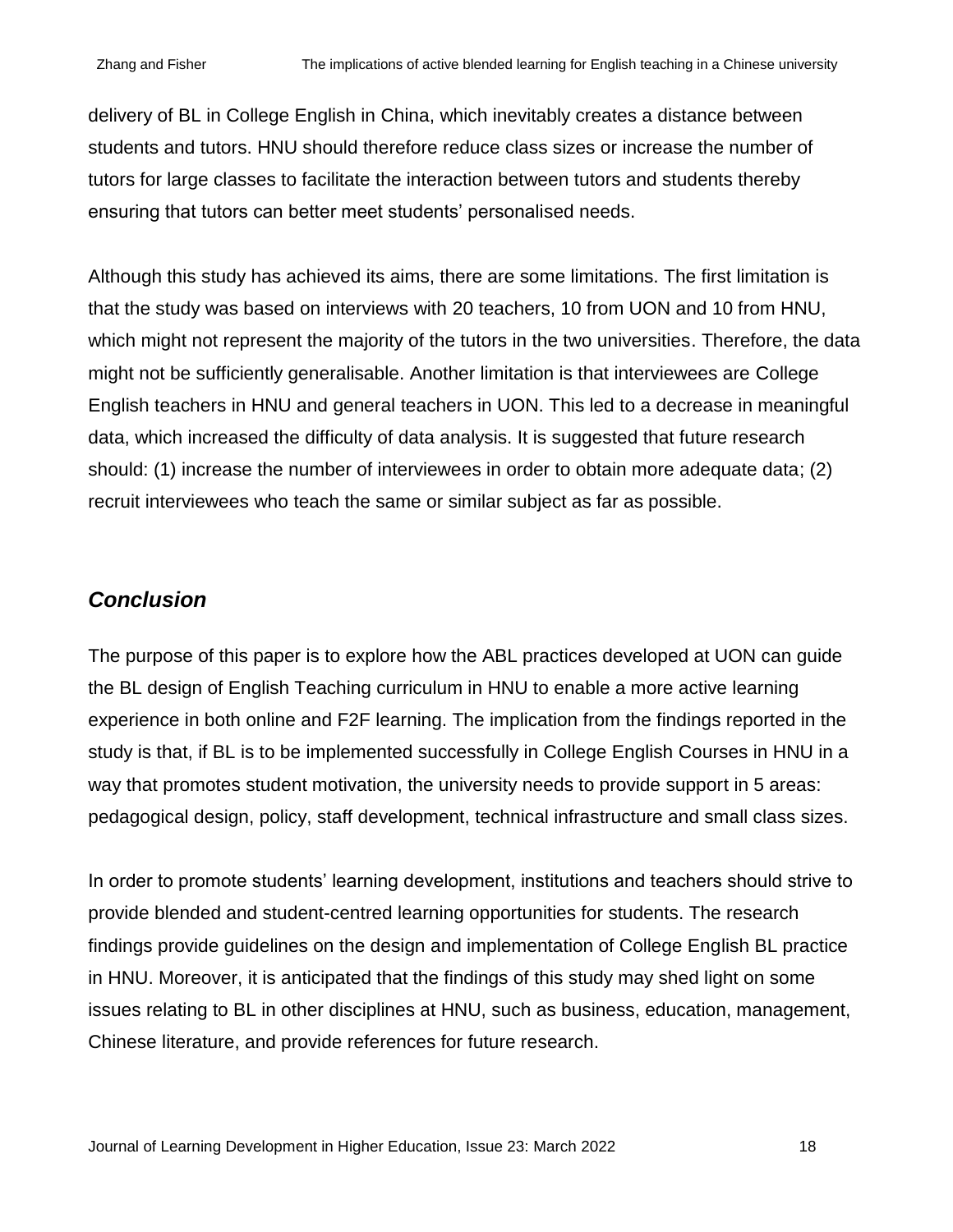delivery of BL in College English in China, which inevitably creates a distance between students and tutors. HNU should therefore reduce class sizes or increase the number of tutors for large classes to facilitate the interaction between tutors and students thereby ensuring that tutors can better meet students' personalised needs.

Although this study has achieved its aims, there are some limitations. The first limitation is that the study was based on interviews with 20 teachers, 10 from UON and 10 from HNU, which might not represent the majority of the tutors in the two universities. Therefore, the data might not be sufficiently generalisable. Another limitation is that interviewees are College English teachers in HNU and general teachers in UON. This led to a decrease in meaningful data, which increased the difficulty of data analysis. It is suggested that future research should: (1) increase the number of interviewees in order to obtain more adequate data; (2) recruit interviewees who teach the same or similar subject as far as possible.

## *Conclusion*

The purpose of this paper is to explore how the ABL practices developed at UON can guide the BL design of English Teaching curriculum in HNU to enable a more active learning experience in both online and F2F learning. The implication from the findings reported in the study is that, if BL is to be implemented successfully in College English Courses in HNU in a way that promotes student motivation, the university needs to provide support in 5 areas: pedagogical design, policy, staff development, technical infrastructure and small class sizes.

In order to promote students' learning development, institutions and teachers should strive to provide blended and student-centred learning opportunities for students. The research findings provide guidelines on the design and implementation of College English BL practice in HNU. Moreover, it is anticipated that the findings of this study may shed light on some issues relating to BL in other disciplines at HNU, such as business, education, management, Chinese literature, and provide references for future research.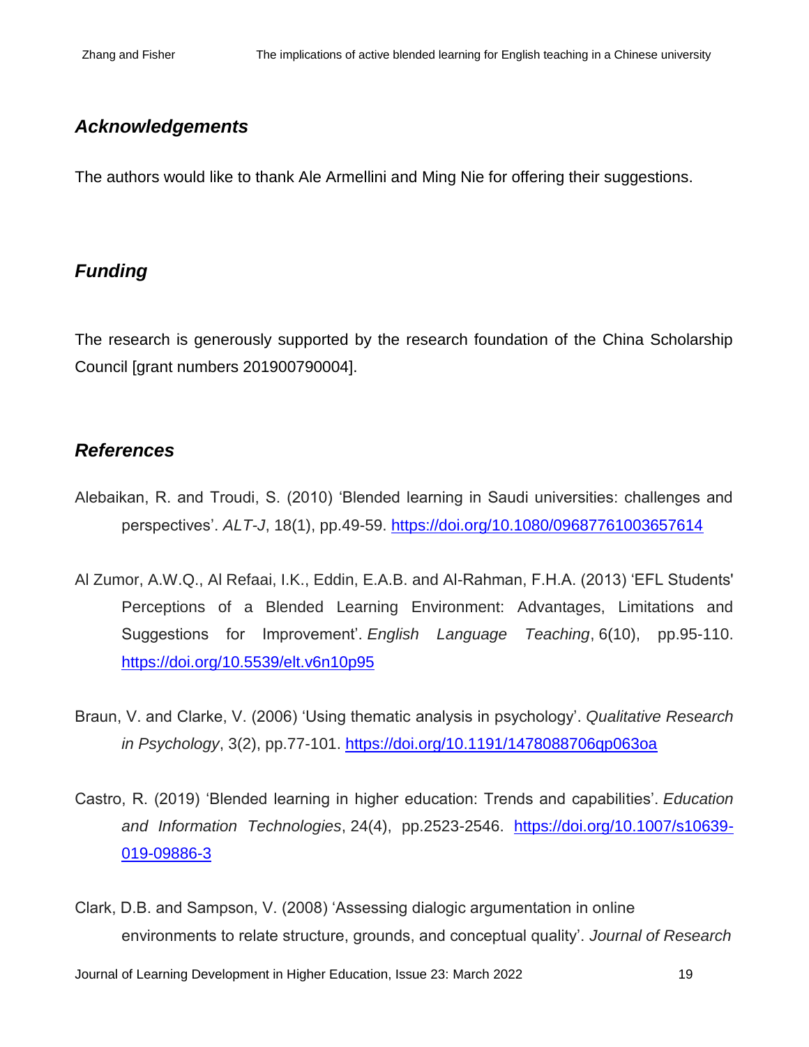## *Acknowledgements*

The authors would like to thank Ale Armellini and Ming Nie for offering their suggestions.

## *Funding*

The research is generously supported by the research foundation of the China Scholarship Council [grant numbers 201900790004].

## *References*

Alebaikan, R. and Troudi, S. (2010) 'Blended learning in Saudi universities: challenges and perspectives'. *ALT-J*, 18(1), pp.49-59. https://doi.org/10.1080/09687761003657614

Al Zumor, A.W.Q., Al Refaai, I.K., Eddin, E.A.B. and Al-Rahman, F.H.A. (2013) 'EFL Students' Perceptions of a Blended Learning Environment: Advantages, Limitations and Suggestions for Improvement'. *English Language Teaching*, 6(10), pp.95-110. https://doi.org/10.5539/elt.v6n10p95

Braun, V. and Clarke, V. (2006) 'Using thematic analysis in psychology'. *Qualitative Research in Psychology*, 3(2), pp.77-101. https://doi.org/10.1191/1478088706qp063oa

Castro, R. (2019) 'Blended learning in higher education: Trends and capabilities'. *Education and Information Technologies*, 24(4), pp.2523-2546. https://doi.org/10.1007/s10639-019-09886-3

Clark, D.B. and Sampson, V. (2008) 'Assessing dialogic argumentation in online environments to relate structure, grounds, and conceptual quality'. *Journal of Research*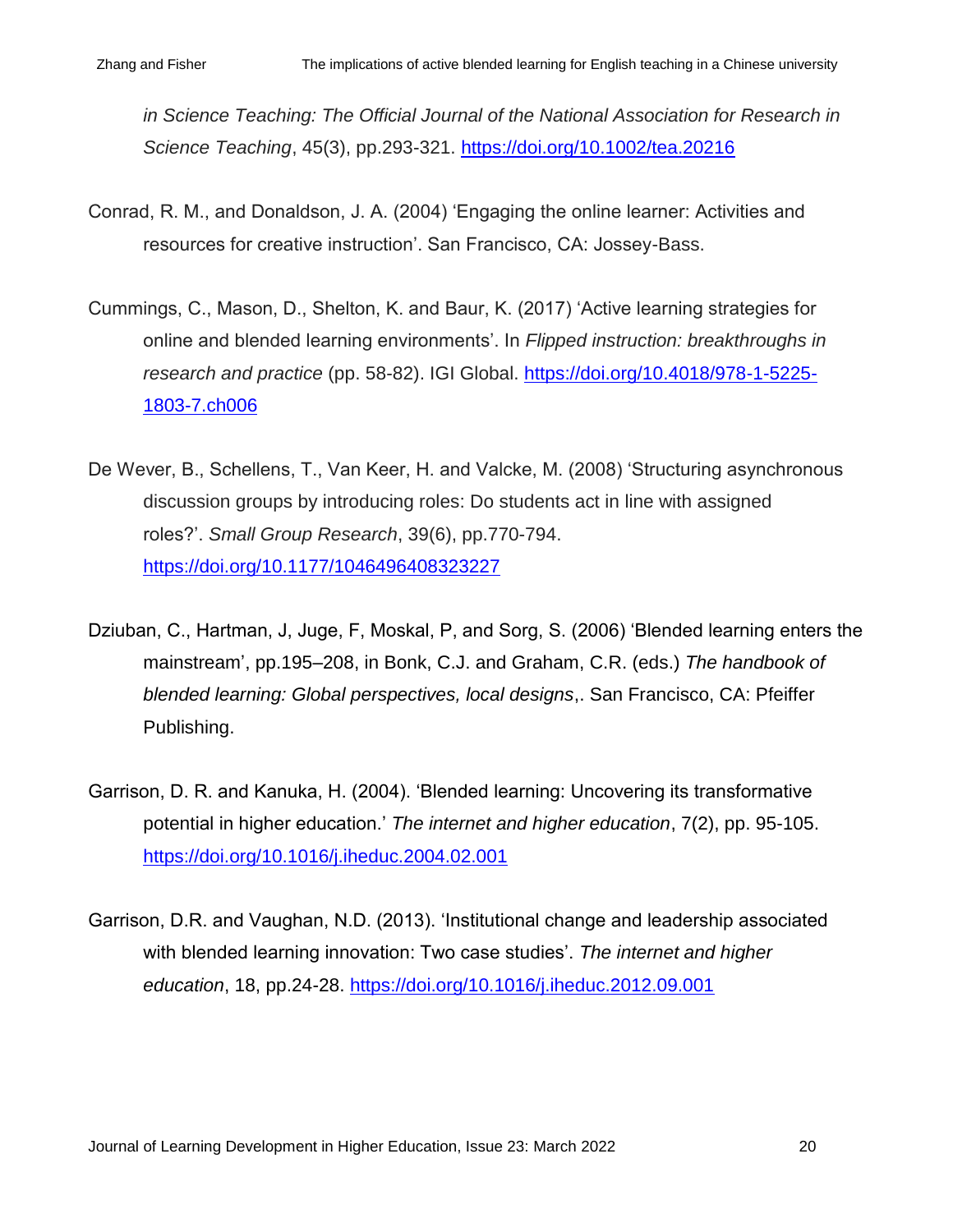*in Science Teaching: The Official Journal of the National Association for Research in Science Teaching*, 45(3), pp.293-321. https://doi.org/10.1002/tea.20216

Conrad, R. M., and Donaldson, J. A. (2004) 'Engaging the online learner: Activities and resources for creative instruction'. San Francisco, CA: Jossey-Bass.

Cummings, C., Mason, D., Shelton, K. and Baur, K. (2017) 'Active learning strategies for online and blended learning environments'. In *Flipped instruction: breakthroughs in research and practice* (pp. 58-82). IGI Global. https://doi.org/10.4018/978-1-5225-1803-7.ch006

De Wever, B., Schellens, T., Van Keer, H. and Valcke, M. (2008) 'Structuring asynchronous discussion groups by introducing roles: Do students act in line with assigned roles?'. *Small Group Research*, 39(6), pp.770-794. https://doi.org/10.1177/1046496408323227

Dziuban, C., Hartman, J, Juge, F, Moskal, P, and Sorg, S. (2006) 'Blended learning enters the mainstream', pp.195–208, in Bonk, C.J. and Graham, C.R. (eds.) *The handbook of blended learning: Global perspectives, local designs*,. San Francisco, CA: Pfeiffer Publishing.

Garrison, D. R. and Kanuka, H. (2004). 'Blended learning: Uncovering its transformative potential in higher education.' *The internet and higher education*, 7(2), pp. 95-105. https://doi.org/10.1016/j.iheduc.2004.02.001

Garrison, D.R. and Vaughan, N.D. (2013). 'Institutional change and leadership associated with blended learning innovation: Two case studies'. *The internet and higher education*, 18, pp.24-28. https://doi.org/10.1016/j.iheduc.2012.09.001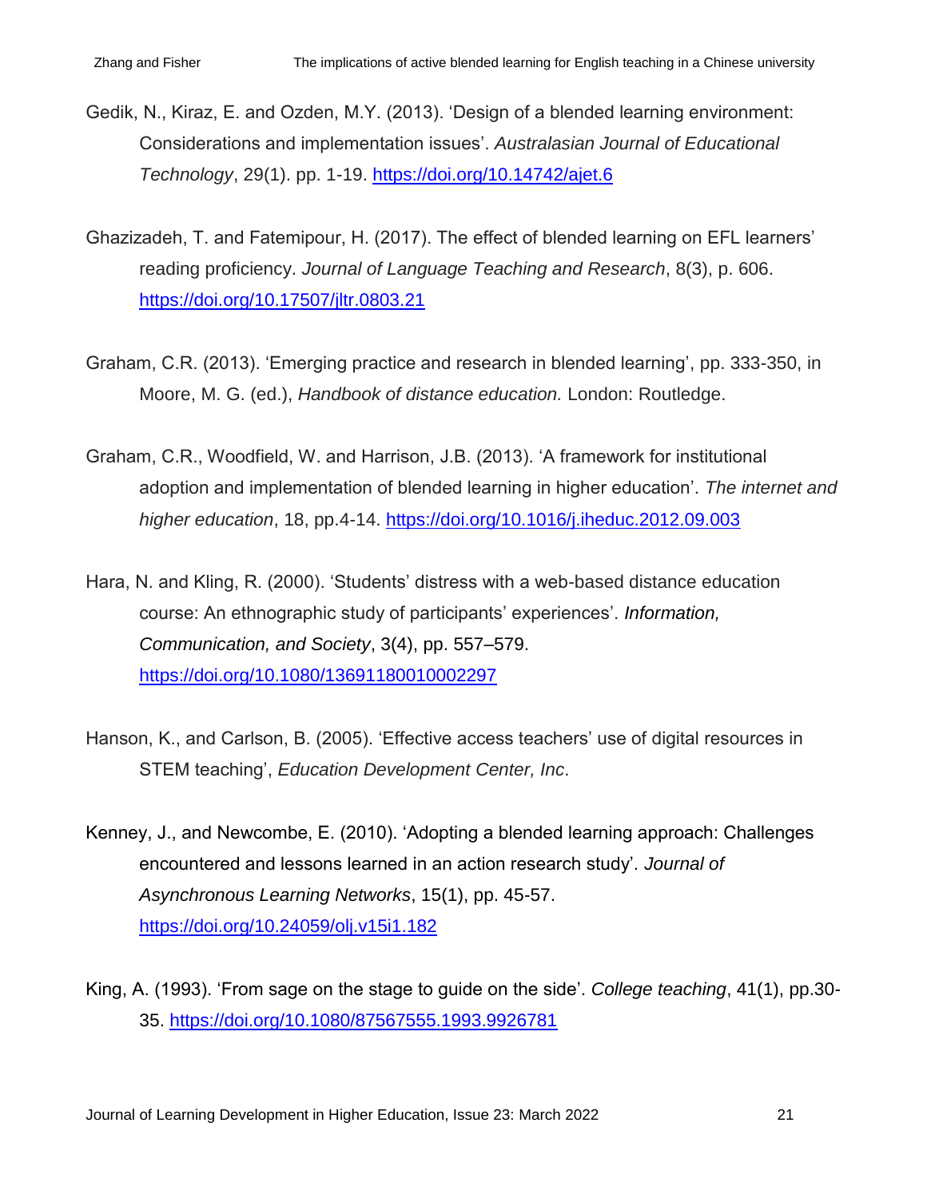Gedik, N., Kiraz, E. and Ozden, M.Y. (2013). 'Design of a blended learning environment: Considerations and implementation issues'. *Australasian Journal of Educational Technology*, 29(1). pp. 1-19. https://doi.org/10.14742/ajet.6

Ghazizadeh, T. and Fatemipour, H. (2017). The effect of blended learning on EFL learners' reading proficiency. *Journal of Language Teaching and Research*, 8(3), p. 606. https://doi.org/10.17507/jltr.0803.21

Graham, C.R. (2013). 'Emerging practice and research in blended learning', pp. 333-350, in Moore, M. G. (ed.), *Handbook of distance education.* London: Routledge.

Graham, C.R., Woodfield, W. and Harrison, J.B. (2013). 'A framework for institutional adoption and implementation of blended learning in higher education'. *The internet and higher education*, 18, pp.4-14. https://doi.org/10.1016/j.iheduc.2012.09.003

Hara, N. and Kling, R. (2000). 'Students' distress with a web-based distance education course: An ethnographic study of participants' experiences'. *Information, Communication, and Society*, 3(4), pp. 557–579. https://doi.org/10.1080/13691180010002297

Hanson, K., and Carlson, B. (2005). 'Effective access teachers' use of digital resources in STEM teaching', *Education Development Center, Inc*.

Kenney, J., and Newcombe, E. (2010). 'Adopting a blended learning approach: Challenges encountered and lessons learned in an action research study'. *Journal of Asynchronous Learning Networks*, 15(1), pp. 45-57. https://doi.org/10.24059/olj.v15i1.182

King, A. (1993). 'From sage on the stage to guide on the side'. *College teaching*, 41(1), pp.30-35. https://doi.org/10.1080/87567555.1993.9926781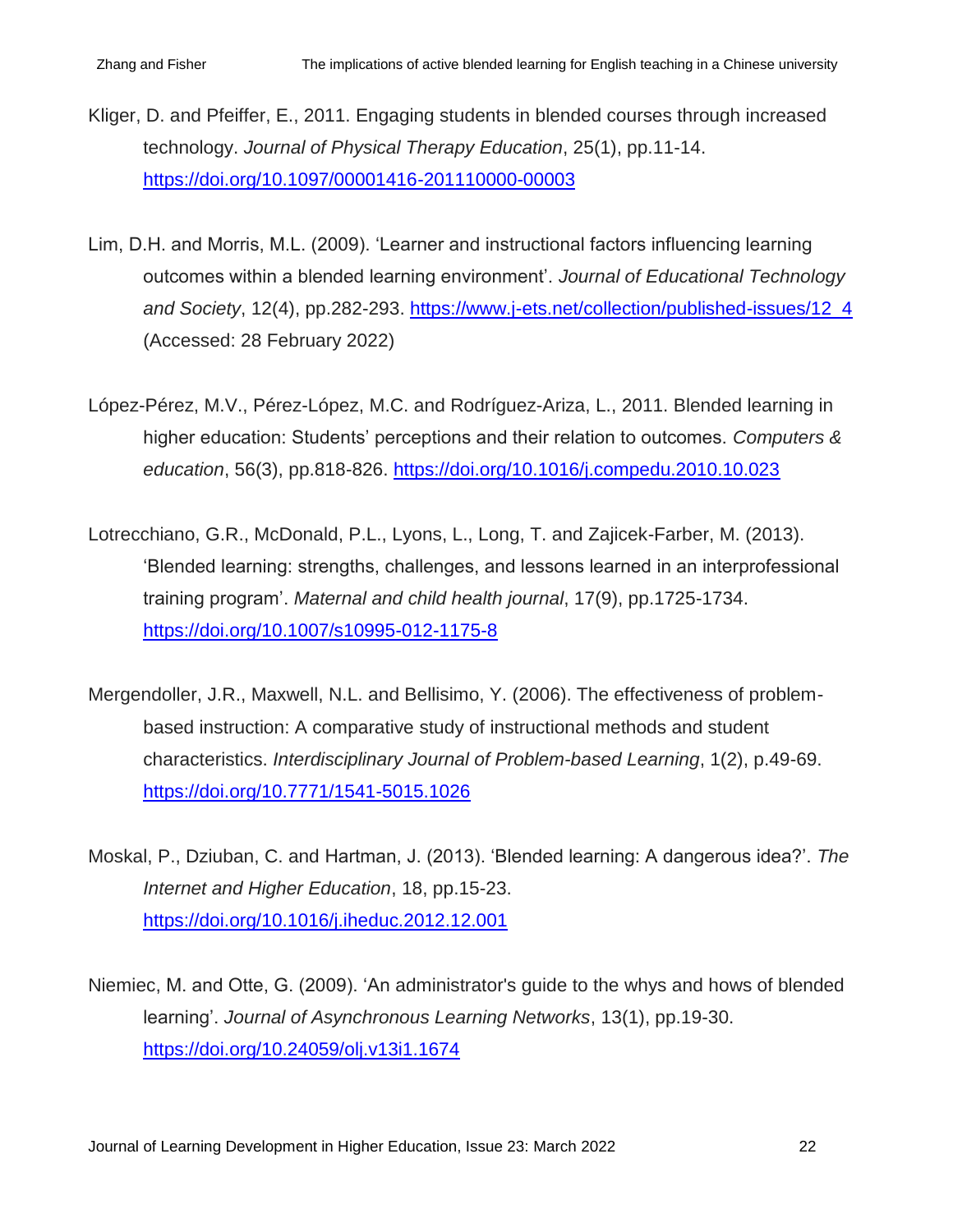Kliger, D. and Pfeiffer, E., 2011. Engaging students in blended courses through increased technology. *Journal of Physical Therapy Education*, 25(1), pp.11-14. https://doi.org/10.1097/00001416-201110000-00003

Lim, D.H. and Morris, M.L. (2009). 'Learner and instructional factors influencing learning outcomes within a blended learning environment'. *Journal of Educational Technology and Society*, 12(4), pp.282-293. https://www.j-ets.net/collection/published-issues/12_4 (Accessed: 28 February 2022)

López-Pérez, M.V., Pérez-López, M.C. and Rodríguez-Ariza, L., 2011. Blended learning in higher education: Students' perceptions and their relation to outcomes. *Computers & education*, 56(3), pp.818-826. https://doi.org/10.1016/j.compedu.2010.10.023

Lotrecchiano, G.R., McDonald, P.L., Lyons, L., Long, T. and Zajicek-Farber, M. (2013). 'Blended learning: strengths, challenges, and lessons learned in an interprofessional training program'. *Maternal and child health journal*, 17(9), pp.1725-1734. https://doi.org/10.1007/s10995-012-1175-8

Mergendoller, J.R., Maxwell, N.L. and Bellisimo, Y. (2006). The effectiveness of problem-based instruction: A comparative study of instructional methods and student characteristics. *Interdisciplinary Journal of Problem-based Learning*, 1(2), p.49-69. https://doi.org/10.7771/1541-5015.1026

Moskal, P., Dziuban, C. and Hartman, J. (2013). 'Blended learning: A dangerous idea?'. *The Internet and Higher Education*, 18, pp.15-23. https://doi.org/10.1016/j.iheduc.2012.12.001

Niemiec, M. and Otte, G. (2009). 'An administrator's guide to the whys and hows of blended learning'. *Journal of Asynchronous Learning Networks*, 13(1), pp.19-30. https://doi.org/10.24059/olj.v13i1.1674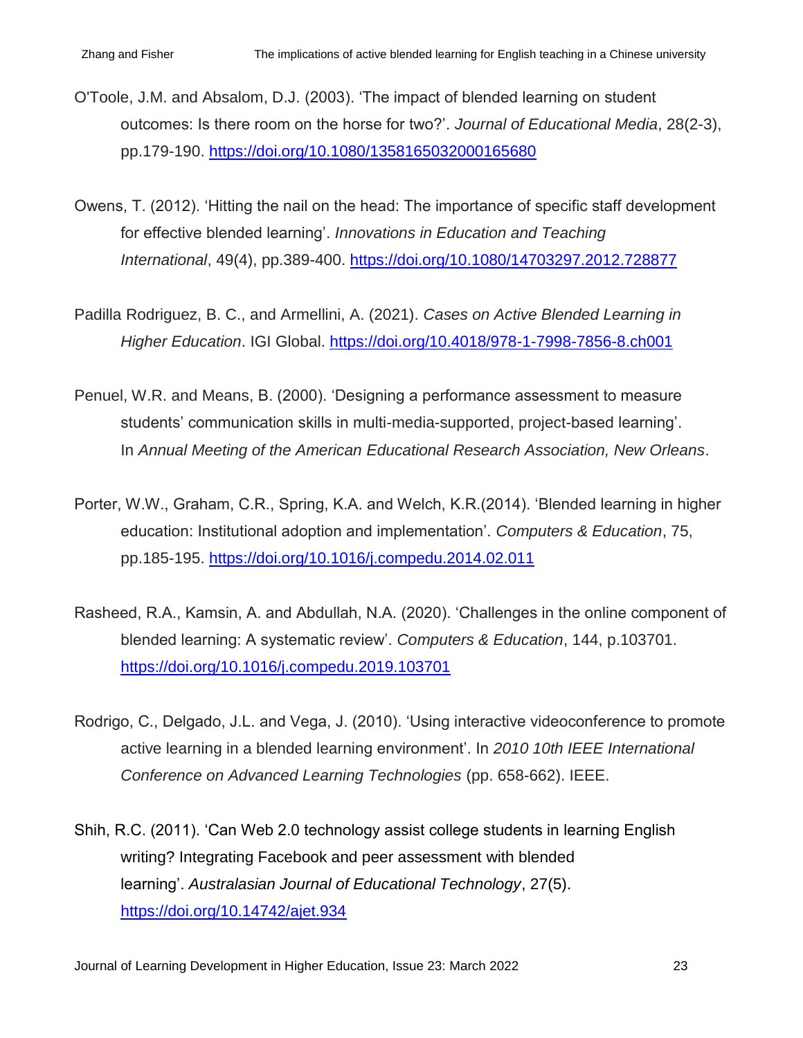O'Toole, J.M. and Absalom, D.J. (2003). 'The impact of blended learning on student outcomes: Is there room on the horse for two?'. *Journal of Educational Media*, 28(2-3), pp.179-190. https://doi.org/10.1080/1358165032000165680

Owens, T. (2012). 'Hitting the nail on the head: The importance of specific staff development for effective blended learning'. *Innovations in Education and Teaching International*, 49(4), pp.389-400. https://doi.org/10.1080/14703297.2012.728877

Padilla Rodriguez, B. C., and Armellini, A. (2021). *Cases on Active Blended Learning in Higher Education*. IGI Global. https://doi.org/10.4018/978-1-7998-7856-8.ch001

Penuel, W.R. and Means, B. (2000). 'Designing a performance assessment to measure students' communication skills in multi-media-supported, project-based learning'. In *Annual Meeting of the American Educational Research Association, New Orleans*.

Porter, W.W., Graham, C.R., Spring, K.A. and Welch, K.R.(2014). 'Blended learning in higher education: Institutional adoption and implementation'. *Computers & Education*, 75, pp.185-195. https://doi.org/10.1016/j.compedu.2014.02.011

Rasheed, R.A., Kamsin, A. and Abdullah, N.A. (2020). 'Challenges in the online component of blended learning: A systematic review'. *Computers & Education*, 144, p.103701. https://doi.org/10.1016/j.compedu.2019.103701

Rodrigo, C., Delgado, J.L. and Vega, J. (2010). 'Using interactive videoconference to promote active learning in a blended learning environment'. In *2010 10th IEEE International Conference on Advanced Learning Technologies* (pp. 658-662). IEEE.

Shih, R.C. (2011). 'Can Web 2.0 technology assist college students in learning English writing? Integrating Facebook and peer assessment with blended learning'. *Australasian Journal of Educational Technology*, 27(5). https://doi.org/10.14742/ajet.934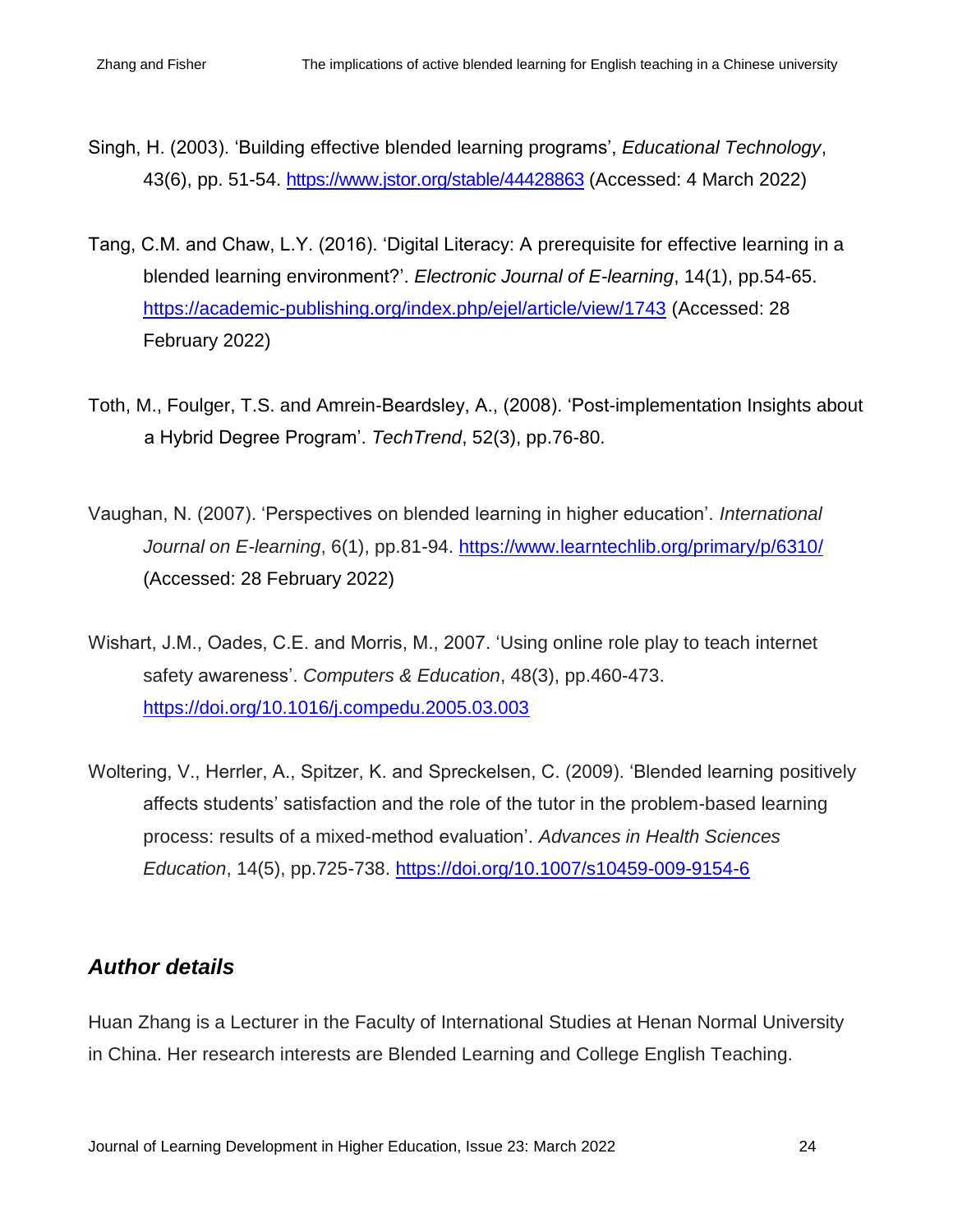Singh, H. (2003). 'Building effective blended learning programs', *Educational Technology*, 43(6), pp. 51-54. https://www.jstor.org/stable/44428863 (Accessed: 4 March 2022)

Tang, C.M. and Chaw, L.Y. (2016). 'Digital Literacy: A prerequisite for effective learning in a blended learning environment?'. *Electronic Journal of E-learning*, 14(1), pp.54-65. https://academic-publishing.org/index.php/ejel/article/view/1743 (Accessed: 28 February 2022)

Toth, M., Foulger, T.S. and Amrein-Beardsley, A., (2008). 'Post-implementation Insights about a Hybrid Degree Program'. *TechTrend*, 52(3), pp.76-80.

Vaughan, N. (2007). 'Perspectives on blended learning in higher education'. *International Journal on E-learning*, 6(1), pp.81-94. https://www.learntechlib.org/primary/p/6310/ (Accessed: 28 February 2022)

Wishart, J.M., Oades, C.E. and Morris, M., 2007. 'Using online role play to teach internet safety awareness'. *Computers & Education*, 48(3), pp.460-473. https://doi.org/10.1016/j.compedu.2005.03.003

Woltering, V., Herrler, A., Spitzer, K. and Spreckelsen, C. (2009). 'Blended learning positively affects students' satisfaction and the role of the tutor in the problem-based learning process: results of a mixed-method evaluation'. *Advances in Health Sciences Education*, 14(5), pp.725-738. https://doi.org/10.1007/s10459-009-9154-6

## *Author details*

Huan Zhang is a Lecturer in the Faculty of International Studies at Henan Normal University in China. Her research interests are Blended Learning and College English Teaching.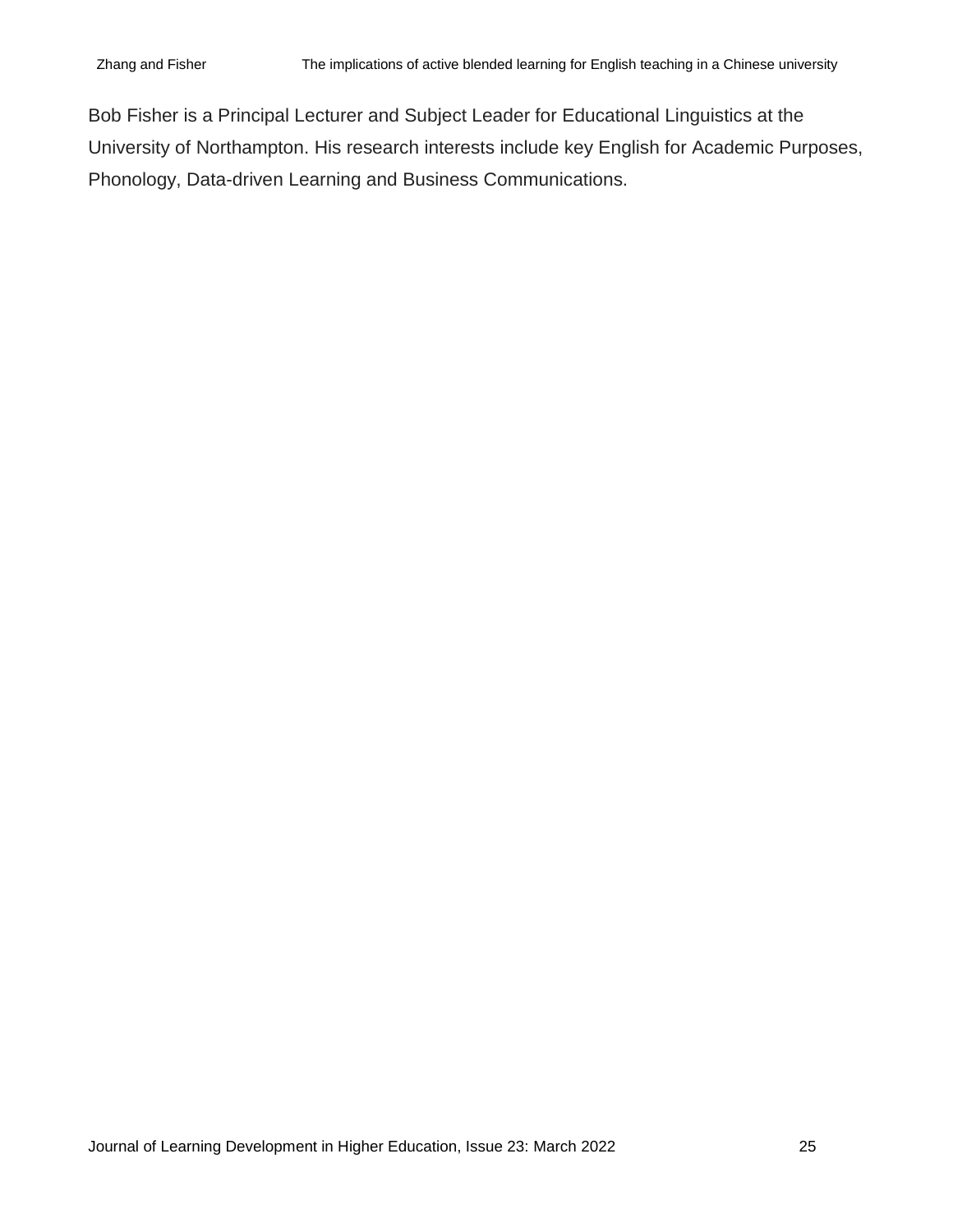Bob Fisher is a Principal Lecturer and Subject Leader for Educational Linguistics at the University of Northampton. His research interests include key English for Academic Purposes, Phonology, Data-driven Learning and Business Communications.